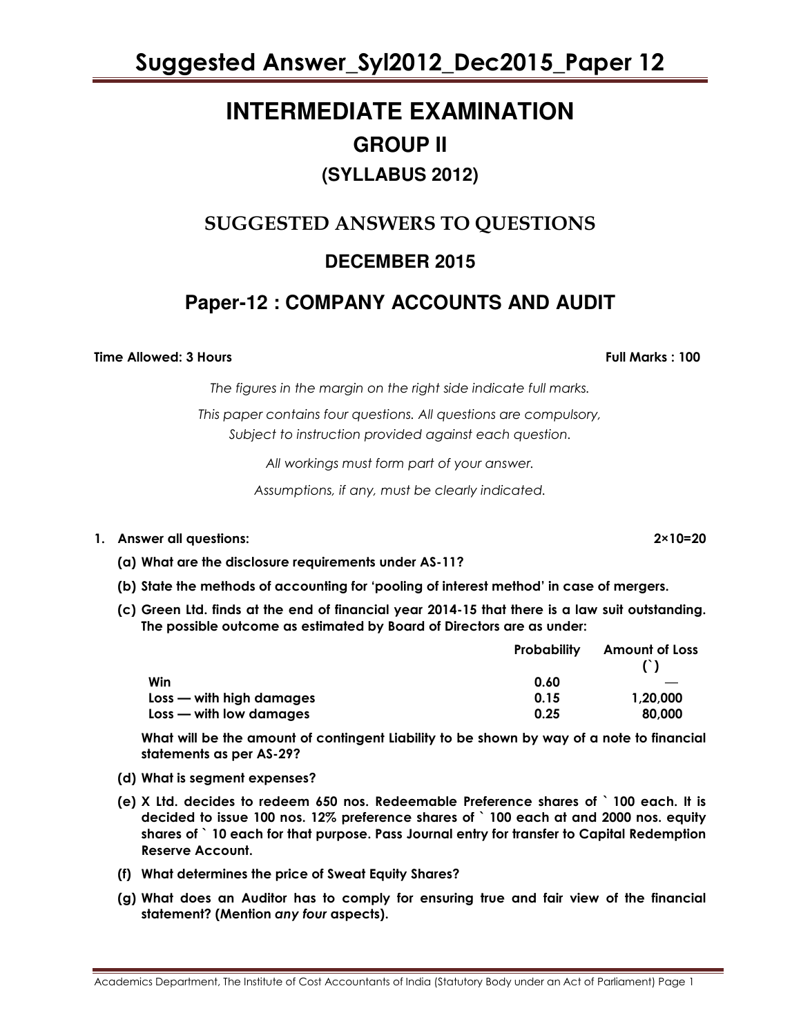# INTERMEDIATE EXAMINATION

## GROUP II

### (SYLLABUS 2012)

## SUGGESTED ANSWERS TO QUESTIONS

### DECEMBER 2015

## Paper-12 : COMPANY ACCOUNTS AND AUDIT

**Time Allowed: 3 Hours** **Full Marks : 100**

*The figures in the margin on the right side indicate full marks.*

*This paper contains four questions. All questions are compulsory, Subject to instruction provided against each question.*

*All workings must form part of your answer.*

*Assumptions, if any, must be clearly indicated.*

**1. Answer all questions:** **2×10=20**

**(a) What are the disclosure requirements under AS-11?**

**(b) State the methods of accounting for 'pooling of interest method' in case of mergers.**

**(c) Green Ltd. finds at the end of financial year 2014-15 that there is a law suit outstanding. The possible outcome as estimated by Board of Directors are as under:**

| | Probability | Amount of Loss (`) |
|---|---|---|
| Win | 0.60 | — |
| Loss — with high damages | 0.15 | 1,20,000 |
| Loss — with low damages | 0.25 | 80,000 |

**What will be the amount of contingent Liability to be shown by way of a note to financial statements as per AS-29?**

**(d) What is segment expenses?**

**(e) X Ltd. decides to redeem 650 nos. Redeemable Preference shares of ` 100 each. It is decided to issue 100 nos. 12% preference shares of ` 100 each at and 2000 nos. equity shares of ` 10 each for that purpose. Pass Journal entry for transfer to Capital Redemption Reserve Account.**

**(f) What determines the price of Sweat Equity Shares?**

**(g) What does an Auditor has to comply for ensuring true and fair view of the financial statement? (Mention *any four* aspects).**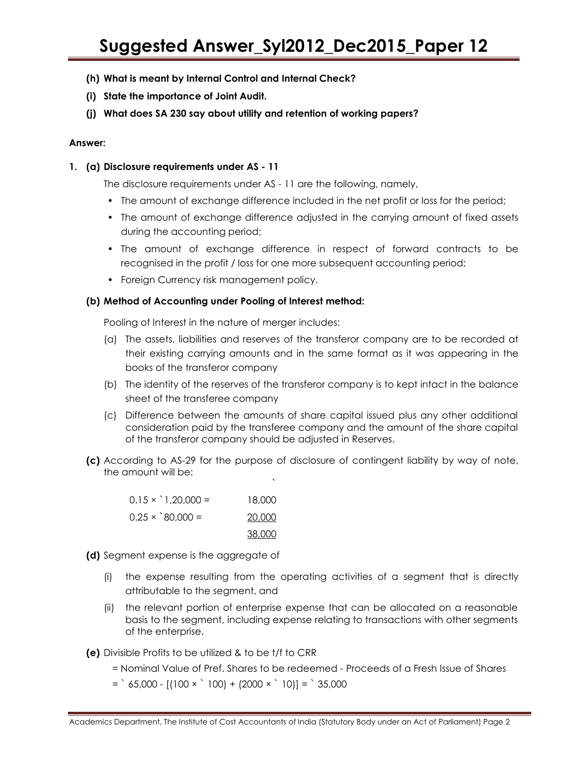**(h) What is meant by Internal Control and Internal Check?**

**(i) State the importance of Joint Audit.**

**(j) What does SA 230 say about utility and retention of working papers?**

**Answer:**

**1. (a) Disclosure requirements under AS - 11**

The disclosure requirements under AS - 11 are the following, namely,

- The amount of exchange difference included in the net profit or loss for the period;
- The amount of exchange difference adjusted in the carrying amount of fixed assets during the accounting period;
- The amount of exchange difference in respect of forward contracts to be recognised in the profit / loss for one more subsequent accounting period;
- Foreign Currency risk management policy.

**(b) Method of Accounting under Pooling of Interest method:**

Pooling of Interest in the nature of merger includes:

(a) The assets, liabilities and reserves of the transferor company are to be recorded at their existing carrying amounts and in the same format as it was appearing in the books of the transferor company

(b) The identity of the reserves of the transferor company is to kept intact in the balance sheet of the transferee company

(c) Difference between the amounts of share capital issued plus any other additional consideration paid by the transferee company and the amount of the share capital of the transferor company should be adjusted in Reserves.

**(c)** According to AS-29 for the purpose of disclosure of contingent liability by way of note, the amount will be:

| | ` |
|---|---|
| 0.15 × `1,20,000 = | 18,000 |
| 0.25 × `80,000 = | 20,000 |
| | 38,000 |

**(d)** Segment expense is the aggregate of

(i) the expense resulting from the operating activities of a segment that is directly attributable to the segment, and

(ii) the relevant portion of enterprise expense that can be allocated on a reasonable basis to the segment, including expense relating to transactions with other segments of the enterprise.

**(e)** Divisible Profits to be utilized & to be t/f to CRR

= Nominal Value of Pref. Shares to be redeemed - Proceeds of a Fresh Issue of Shares

= ` 65,000 - [(100 × ` 100) + (2000 × ` 10)] = ` 35,000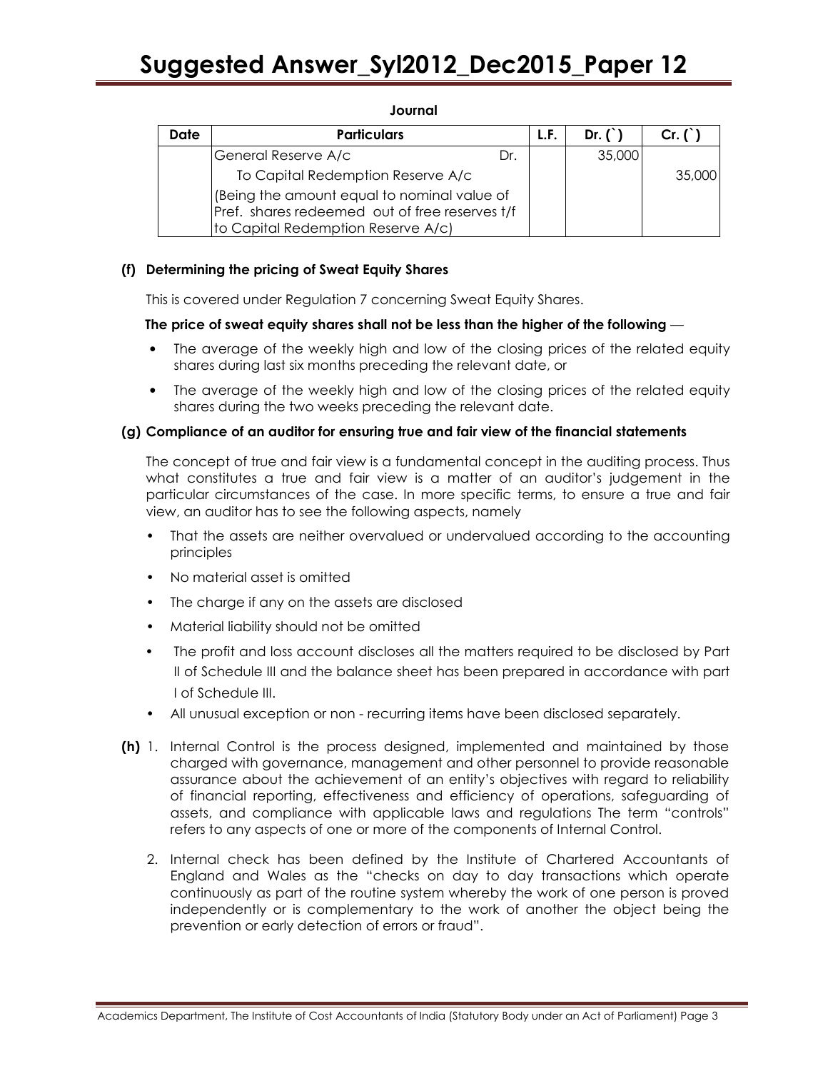**Journal**

| Date | Particulars | L.F. | Dr. (`) | Cr. (`) |
|---|---|---|---|---|
| | General Reserve A/c Dr. | | 35,000 | |
| | To Capital Redemption Reserve A/c | | | 35,000 |
| | (Being the amount equal to nominal value of Pref. shares redeemed out of free reserves t/f to Capital Redemption Reserve A/c) | | | |

**(f) Determining the pricing of Sweat Equity Shares**

This is covered under Regulation 7 concerning Sweat Equity Shares.

**The price of sweat equity shares shall not be less than the higher of the following** —

- The average of the weekly high and low of the closing prices of the related equity shares during last six months preceding the relevant date, or
- The average of the weekly high and low of the closing prices of the related equity shares during the two weeks preceding the relevant date.

**(g) Compliance of an auditor for ensuring true and fair view of the financial statements**

The concept of true and fair view is a fundamental concept in the auditing process. Thus what constitutes a true and fair view is a matter of an auditor's judgement in the particular circumstances of the case. In more specific terms, to ensure a true and fair view, an auditor has to see the following aspects, namely

- That the assets are neither overvalued or undervalued according to the accounting principles
- No material asset is omitted
- The charge if any on the assets are disclosed
- Material liability should not be omitted
- The profit and loss account discloses all the matters required to be disclosed by Part II of Schedule III and the balance sheet has been prepared in accordance with part I of Schedule III.
- All unusual exception or non - recurring items have been disclosed separately.

**(h)** 1. Internal Control is the process designed, implemented and maintained by those charged with governance, management and other personnel to provide reasonable assurance about the achievement of an entity's objectives with regard to reliability of financial reporting, effectiveness and efficiency of operations, safeguarding of assets, and compliance with applicable laws and regulations The term "controls" refers to any aspects of one or more of the components of Internal Control.

2. Internal check has been defined by the Institute of Chartered Accountants of England and Wales as the "checks on day to day transactions which operate continuously as part of the routine system whereby the work of one person is proved independently or is complementary to the work of another the object being the prevention or early detection of errors or fraud".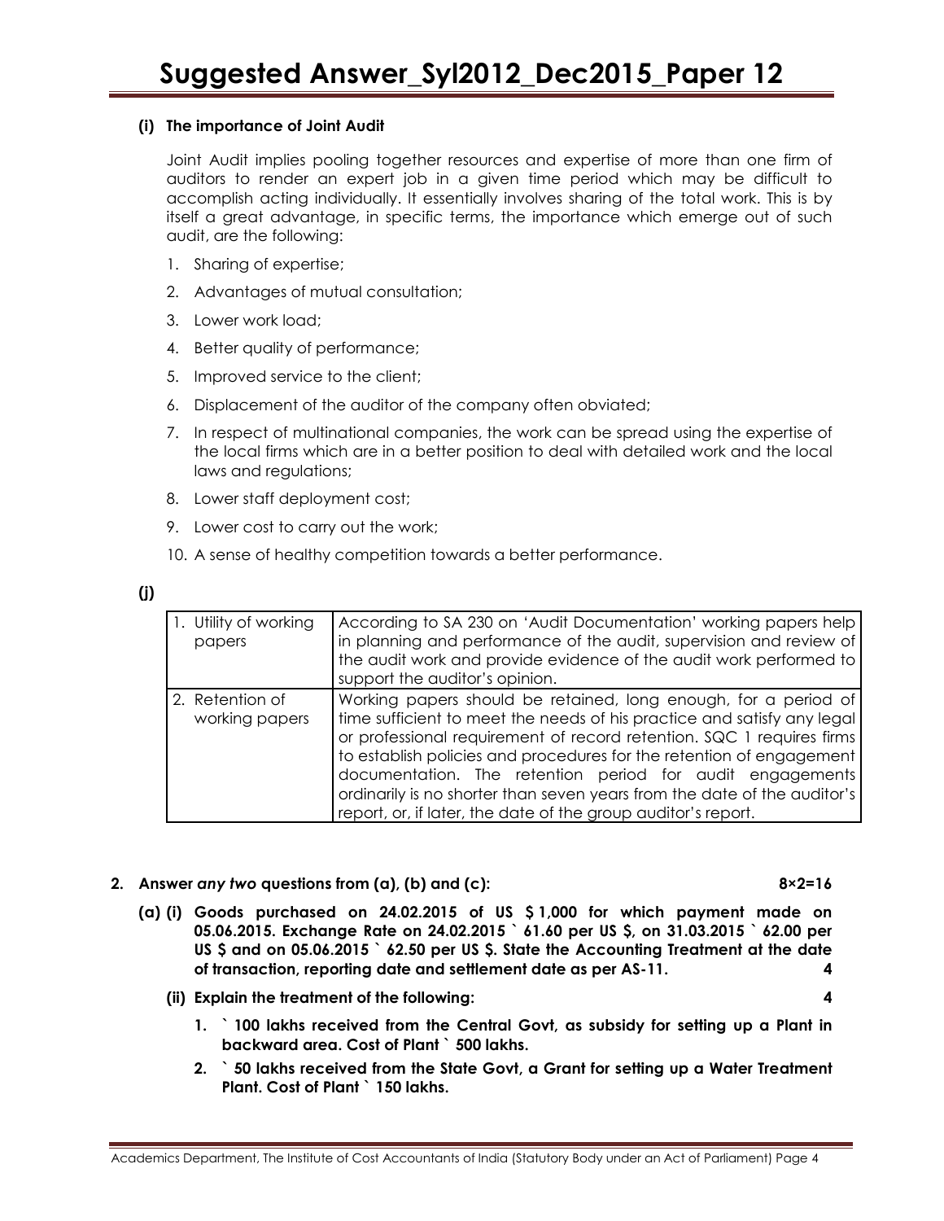**(i) The importance of Joint Audit**

Joint Audit implies pooling together resources and expertise of more than one firm of auditors to render an expert job in a given time period which may be difficult to accomplish acting individually. It essentially involves sharing of the total work. This is by itself a great advantage, in specific terms, the importance which emerge out of such audit, are the following:

1. Sharing of expertise;
2. Advantages of mutual consultation;
3. Lower work load;
4. Better quality of performance;
5. Improved service to the client;
6. Displacement of the auditor of the company often obviated;
7. In respect of multinational companies, the work can be spread using the expertise of the local firms which are in a better position to deal with detailed work and the local laws and regulations;
8. Lower staff deployment cost;
9. Lower cost to carry out the work;
10. A sense of healthy competition towards a better performance.

**(j)**

| | |
|---|---|
| 1. Utility of working papers | According to SA 230 on 'Audit Documentation' working papers help in planning and performance of the audit, supervision and review of the audit work and provide evidence of the audit work performed to support the auditor's opinion. |
| 2. Retention of working papers | Working papers should be retained, long enough, for a period of time sufficient to meet the needs of his practice and satisfy any legal or professional requirement of record retention. SQC 1 requires firms to establish policies and procedures for the retention of engagement documentation. The retention period for audit engagements ordinarily is no shorter than seven years from the date of the auditor's report, or, if later, the date of the group auditor's report. |

**2. Answer *any two* questions from (a), (b) and (c): 8×2=16**

**(a) (i) Goods purchased on 24.02.2015 of US $ 1,000 for which payment made on 05.06.2015. Exchange Rate on 24.02.2015 ` 61.60 per US $, on 31.03.2015 ` 62.00 per US $ and on 05.06.2015 ` 62.50 per US $. State the Accounting Treatment at the date of transaction, reporting date and settlement date as per AS-11. 4**

**(ii) Explain the treatment of the following: 4**

**1. ` 100 lakhs received from the Central Govt, as subsidy for setting up a Plant in backward area. Cost of Plant ` 500 lakhs.**

**2. ` 50 lakhs received from the State Govt, a Grant for setting up a Water Treatment Plant. Cost of Plant ` 150 lakhs.**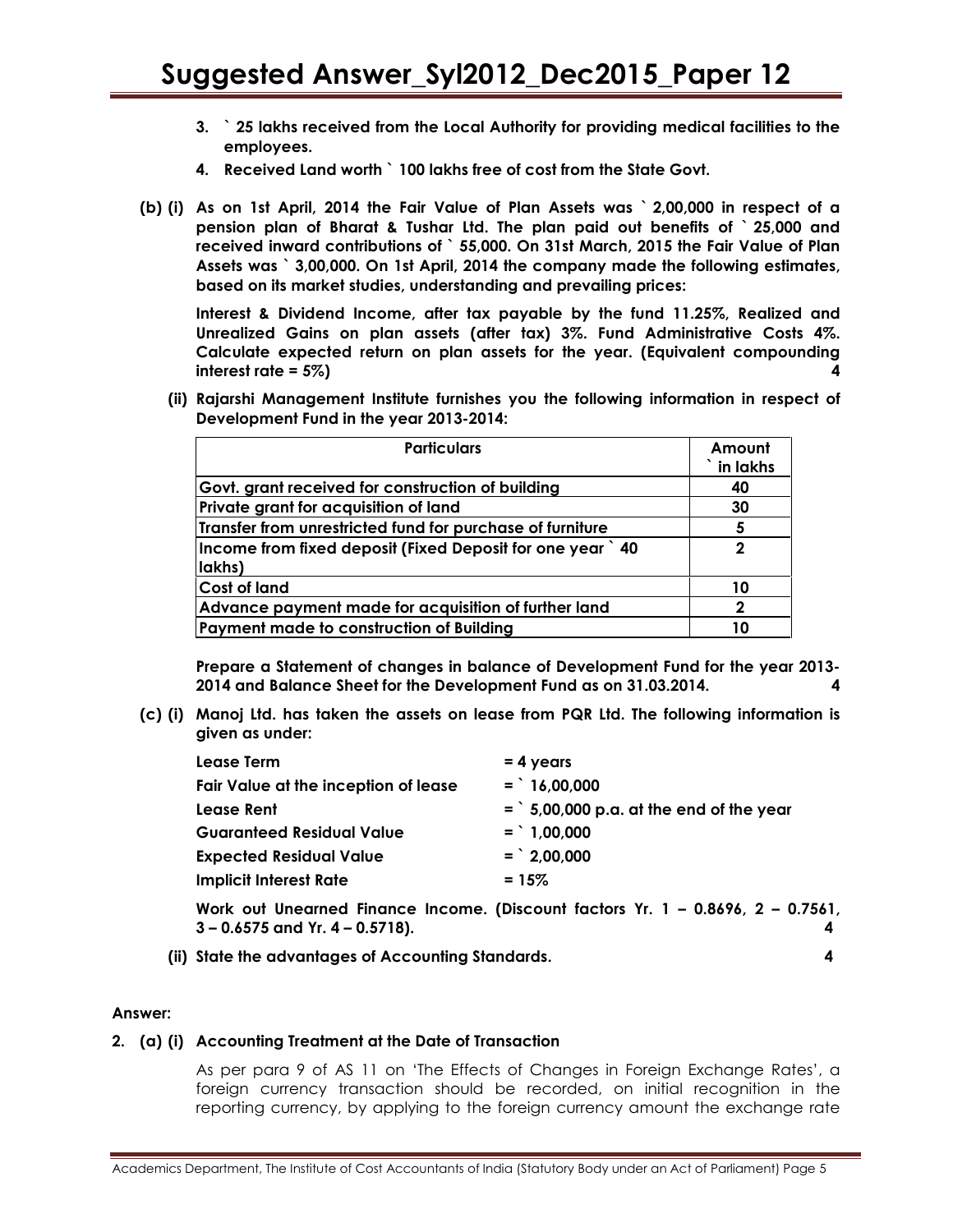3. **` 25 lakhs received from the Local Authority for providing medical facilities to the employees.**
4. **Received Land worth ` 100 lakhs free of cost from the State Govt.**

**(b) (i) As on 1st April, 2014 the Fair Value of Plan Assets was ` 2,00,000 in respect of a pension plan of Bharat & Tushar Ltd. The plan paid out benefits of ` 25,000 and received inward contributions of ` 55,000. On 31st March, 2015 the Fair Value of Plan Assets was ` 3,00,000. On 1st April, 2014 the company made the following estimates, based on its market studies, understanding and prevailing prices:**

**Interest & Dividend Income, after tax payable by the fund 11.25%, Realized and Unrealized Gains on plan assets (after tax) 3%. Fund Administrative Costs 4%. Calculate expected return on plan assets for the year. (Equivalent compounding interest rate = 5%) 4**

**(ii) Rajarshi Management Institute furnishes you the following information in respect of Development Fund in the year 2013-2014:**

| Particulars | Amount ` in lakhs |
|---|---|
| Govt. grant received for construction of building | 40 |
| Private grant for acquisition of land | 30 |
| Transfer from unrestricted fund for purchase of furniture | 5 |
| Income from fixed deposit (Fixed Deposit for one year ` 40 lakhs) | 2 |
| Cost of land | 10 |
| Advance payment made for acquisition of further land | 2 |
| Payment made to construction of Building | 10 |

**Prepare a Statement of changes in balance of Development Fund for the year 2013-2014 and Balance Sheet for the Development Fund as on 31.03.2014. 4**

**(c) (i) Manoj Ltd. has taken the assets on lease from PQR Ltd. The following information is given as under:**

| | |
|---|---|
| **Lease Term** | **= 4 years** |
| **Fair Value at the inception of lease** | **= ` 16,00,000** |
| **Lease Rent** | **= ` 5,00,000 p.a. at the end of the year** |
| **Guaranteed Residual Value** | **= ` 1,00,000** |
| **Expected Residual Value** | **= ` 2,00,000** |
| **Implicit Interest Rate** | **= 15%** |

**Work out Unearned Finance Income. (Discount factors Yr. 1 – 0.8696, 2 – 0.7561, 3 – 0.6575 and Yr. 4 – 0.5718). 4**

**(ii) State the advantages of Accounting Standards. 4**

**Answer:**

**2. (a) (i) Accounting Treatment at the Date of Transaction**

As per para 9 of AS 11 on 'The Effects of Changes in Foreign Exchange Rates', a foreign currency transaction should be recorded, on initial recognition in the reporting currency, by applying to the foreign currency amount the exchange rate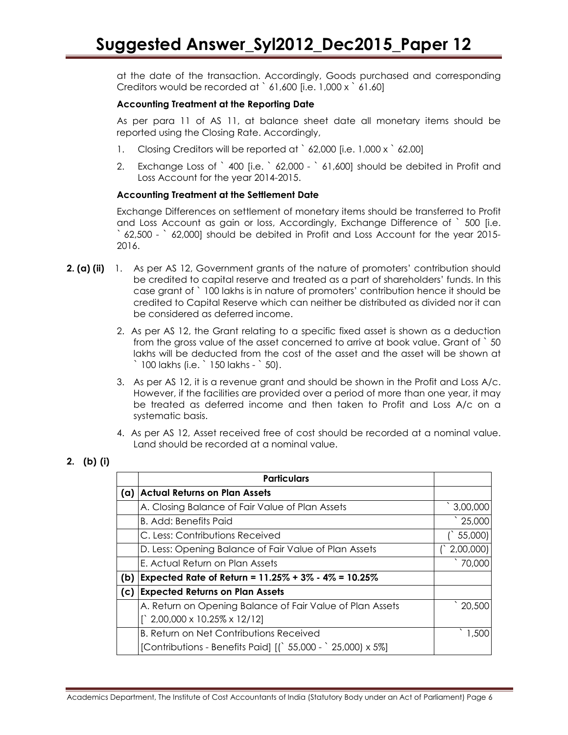at the date of the transaction. Accordingly, Goods purchased and corresponding Creditors would be recorded at ` 61,600 [i.e. 1,000 x ` 61.60]

**Accounting Treatment at the Reporting Date**

As per para 11 of AS 11, at balance sheet date all monetary items should be reported using the Closing Rate. Accordingly,

1. Closing Creditors will be reported at ` 62,000 [i.e. 1,000 x ` 62.00]
2. Exchange Loss of ` 400 [i.e. ` 62,000 - ` 61,600] should be debited in Profit and Loss Account for the year 2014-2015.

**Accounting Treatment at the Settlement Date**

Exchange Differences on settlement of monetary items should be transferred to Profit and Loss Account as gain or loss, Accordingly, Exchange Difference of ` 500 [i.e. ` 62,500 - ` 62,000] should be debited in Profit and Loss Account for the year 2015-2016.

**2. (a) (ii)**

1. As per AS 12, Government grants of the nature of promoters' contribution should be credited to capital reserve and treated as a part of shareholders' funds. In this case grant of ` 100 lakhs is in nature of promoters' contribution hence it should be credited to Capital Reserve which can neither be distributed as divided nor it can be considered as deferred income.
2. As per AS 12, the Grant relating to a specific fixed asset is shown as a deduction from the gross value of the asset concerned to arrive at book value. Grant of ` 50 lakhs will be deducted from the cost of the asset and the asset will be shown at ` 100 lakhs (i.e. ` 150 lakhs - ` 50).
3. As per AS 12, it is a revenue grant and should be shown in the Profit and Loss A/c. However, if the facilities are provided over a period of more than one year, it may be treated as deferred income and then taken to Profit and Loss A/c on a systematic basis.
4. As per AS 12, Asset received free of cost should be recorded at a nominal value. Land should be recorded at a nominal value.

**2. (b) (i)**

| | **Particulars** | |
|---|---|---|
| **(a)** | **Actual Returns on Plan Assets** | |
| | A. Closing Balance of Fair Value of Plan Assets | ` 3,00,000 |
| | B. Add: Benefits Paid | ` 25,000 |
| | C. Less: Contributions Received | (` 55,000) |
| | D. Less: Opening Balance of Fair Value of Plan Assets | (` 2,00,000) |
| | E. Actual Return on Plan Assets | ` 70,000 |
| **(b)** | **Expected Rate of Return = 11.25% + 3% - 4% = 10.25%** | |
| **(c)** | **Expected Returns on Plan Assets** | |
| | A. Return on Opening Balance of Fair Value of Plan Assets [` 2,00,000 x 10.25% x 12/12] | ` 20,500 |
| | B. Return on Net Contributions Received [Contributions - Benefits Paid] [(` 55,000 - ` 25,000) x 5%] | ` 1,500 |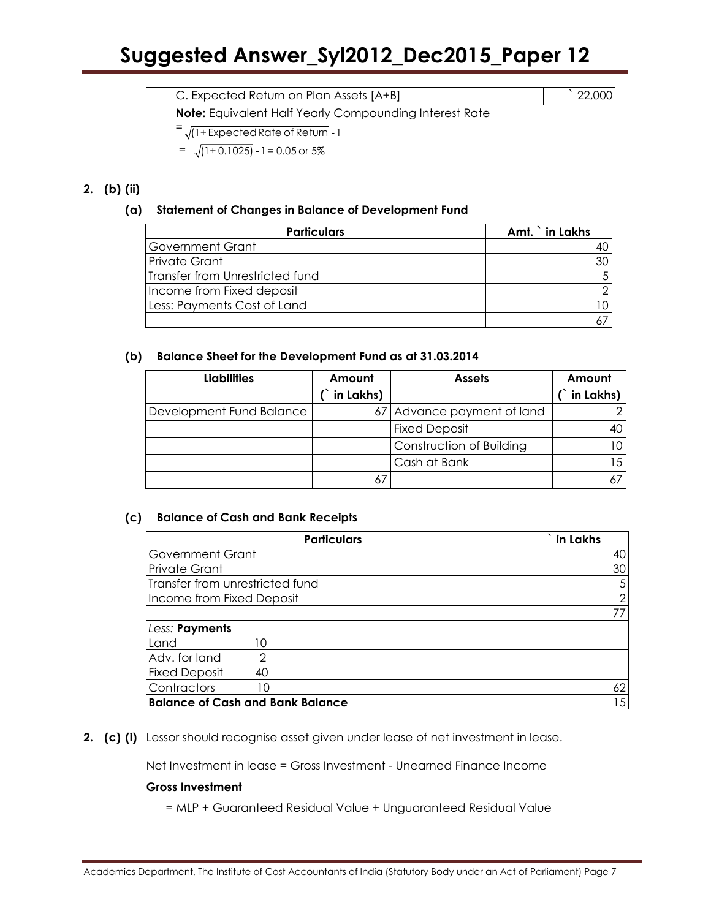| | | |
|---|---|---|
| | C. Expected Return on Plan Assets [A+B] | ` 22,000 |
| | **Note:** Equivalent Half Yearly Compounding Interest Rate | |
| | $= \sqrt{(1 + \text{Expected Rate of Return}} - 1$ | |
| | $= \sqrt{(1 + 0.1025)} - 1 = 0.05 \text{ or } 5\%$ | |

**2. (b) (ii)**

**(a) Statement of Changes in Balance of Development Fund**

| Particulars | Amt. ` in Lakhs |
|---|---|
| Government Grant | 40 |
| Private Grant | 30 |
| Transfer from Unrestricted fund | 5 |
| Income from Fixed deposit | 2 |
| Less: Payments Cost of Land | 10 |
| | 67 |

**(b) Balance Sheet for the Development Fund as at 31.03.2014**

| Liabilities | Amount (` in Lakhs) | Assets | Amount (` in Lakhs) |
|---|---|---|---|
| Development Fund Balance | 67 | Advance payment of land | 2 |
| | | Fixed Deposit | 40 |
| | | Construction of Building | 10 |
| | | Cash at Bank | 15 |
| | 67 | | 67 |

**(c) Balance of Cash and Bank Receipts**

| Particulars | | ` in Lakhs |
|---|---|---|
| Government Grant | | 40 |
| Private Grant | | 30 |
| Transfer from unrestricted fund | | 5 |
| Income from Fixed Deposit | | 2 |
| | | 77 |
| *Less:* **Payments** | | |
| Land | 10 | |
| Adv. for land | 2 | |
| Fixed Deposit | 40 | |
| Contractors | 10 | 62 |
| **Balance of Cash and Bank Balance** | | 15 |

**2. (c) (i)** Lessor should recognise asset given under lease of net investment in lease.

Net Investment in lease = Gross Investment - Unearned Finance Income

**Gross Investment**

= MLP + Guaranteed Residual Value + Unguaranteed Residual Value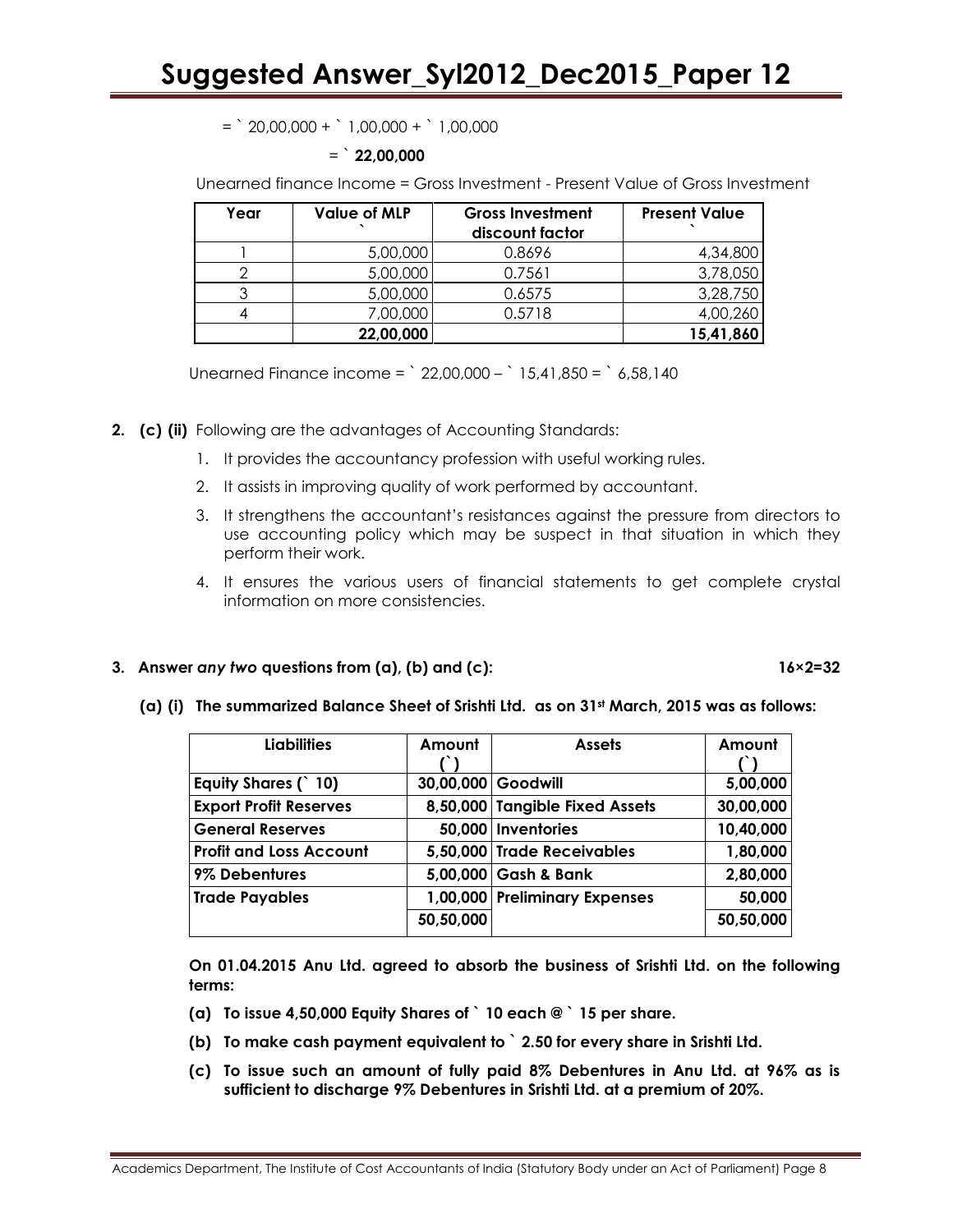= ` 20,00,000 + ` 1,00,000 + ` 1,00,000

= **` 22,00,000**

Unearned finance Income = Gross Investment - Present Value of Gross Investment

| Year | Value of MLP ` | Gross Investment discount factor | Present Value ` |
|---|---|---|---|
| 1 | 5,00,000 | 0.8696 | 4,34,800 |
| 2 | 5,00,000 | 0.7561 | 3,78,050 |
| 3 | 5,00,000 | 0.6575 | 3,28,750 |
| 4 | 7,00,000 | 0.5718 | 4,00,260 |
| | **22,00,000** | | **15,41,860** |

Unearned Finance income = ` 22,00,000 – ` 15,41,850 = ` 6,58,140

**2. (c) (ii)** Following are the advantages of Accounting Standards:

1. It provides the accountancy profession with useful working rules.
2. It assists in improving quality of work performed by accountant.
3. It strengthens the accountant's resistances against the pressure from directors to use accounting policy which may be suspect in that situation in which they perform their work.
4. It ensures the various users of financial statements to get complete crystal information on more consistencies.

**3. Answer *any two* questions from (a), (b) and (c): 16×2=32**

**(a) (i) The summarized Balance Sheet of Srishti Ltd. as on 31st March, 2015 was as follows:**

| Liabilities | Amount (`) | Assets | Amount (`) |
|---|---|---|---|
| **Equity Shares (` 10)** | **30,00,000** | **Goodwill** | **5,00,000** |
| **Export Profit Reserves** | **8,50,000** | **Tangible Fixed Assets** | **30,00,000** |
| **General Reserves** | **50,000** | **Inventories** | **10,40,000** |
| **Profit and Loss Account** | **5,50,000** | **Trade Receivables** | **1,80,000** |
| **9% Debentures** | **5,00,000** | **Gash & Bank** | **2,80,000** |
| **Trade Payables** | **1,00,000** | **Preliminary Expenses** | **50,000** |
| | **50,50,000** | | **50,50,000** |

**On 01.04.2015 Anu Ltd. agreed to absorb the business of Srishti Ltd. on the following terms:**

**(a) To issue 4,50,000 Equity Shares of ` 10 each @ ` 15 per share.**

**(b) To make cash payment equivalent to ` 2.50 for every share in Srishti Ltd.**

**(c) To issue such an amount of fully paid 8% Debentures in Anu Ltd. at 96% as is sufficient to discharge 9% Debentures in Srishti Ltd. at a premium of 20%.**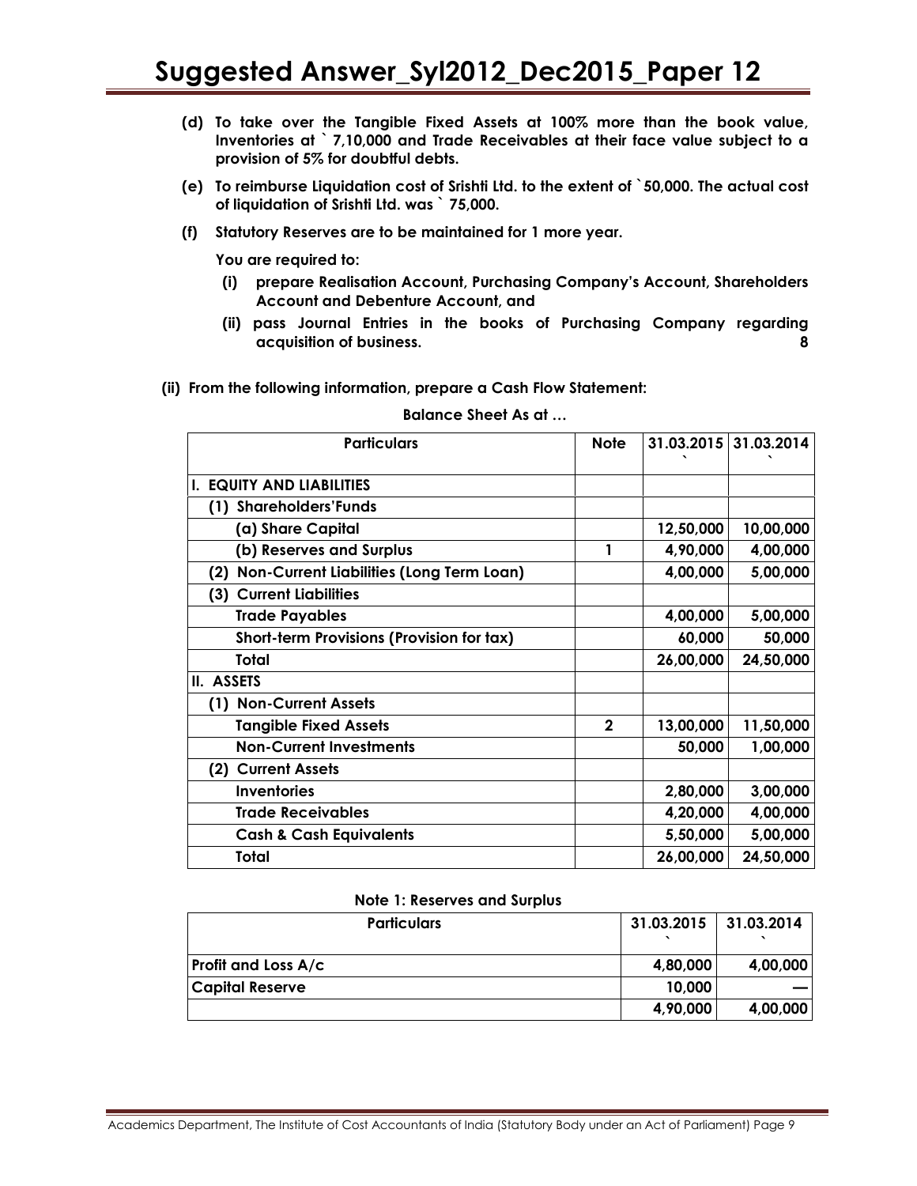**(d) To take over the Tangible Fixed Assets at 100% more than the book value, Inventories at ` 7,10,000 and Trade Receivables at their face value subject to a provision of 5% for doubtful debts.**

**(e) To reimburse Liquidation cost of Srishti Ltd. to the extent of `50,000. The actual cost of liquidation of Srishti Ltd. was ` 75,000.**

**(f) Statutory Reserves are to be maintained for 1 more year.**

**You are required to:**

**(i) prepare Realisation Account, Purchasing Company's Account, Shareholders Account and Debenture Account, and**

**(ii) pass Journal Entries in the books of Purchasing Company regarding acquisition of business. 8**

**(ii) From the following information, prepare a Cash Flow Statement:**

**Balance Sheet As at …**

| Particulars | Note | 31.03.2015 ` | 31.03.2014 ` |
|---|---|---|---|
| **I. EQUITY AND LIABILITIES** | | | |
| **(1) Shareholders'Funds** | | | |
| **(a) Share Capital** | | **12,50,000** | **10,00,000** |
| **(b) Reserves and Surplus** | **1** | **4,90,000** | **4,00,000** |
| **(2) Non-Current Liabilities (Long Term Loan)** | | **4,00,000** | **5,00,000** |
| **(3) Current Liabilities** | | | |
| **Trade Payables** | | **4,00,000** | **5,00,000** |
| **Short-term Provisions (Provision for tax)** | | **60,000** | **50,000** |
| **Total** | | **26,00,000** | **24,50,000** |
| **II. ASSETS** | | | |
| **(1) Non-Current Assets** | | | |
| **Tangible Fixed Assets** | **2** | **13,00,000** | **11,50,000** |
| **Non-Current Investments** | | **50,000** | **1,00,000** |
| **(2) Current Assets** | | | |
| **Inventories** | | **2,80,000** | **3,00,000** |
| **Trade Receivables** | | **4,20,000** | **4,00,000** |
| **Cash & Cash Equivalents** | | **5,50,000** | **5,00,000** |
| **Total** | | **26,00,000** | **24,50,000** |

**Note 1: Reserves and Surplus**

| Particulars | 31.03.2015 ` | 31.03.2014 ` |
|---|---|---|
| **Profit and Loss A/c** | **4,80,000** | **4,00,000** |
| **Capital Reserve** | **10,000** | **—** |
| | **4,90,000** | **4,00,000** |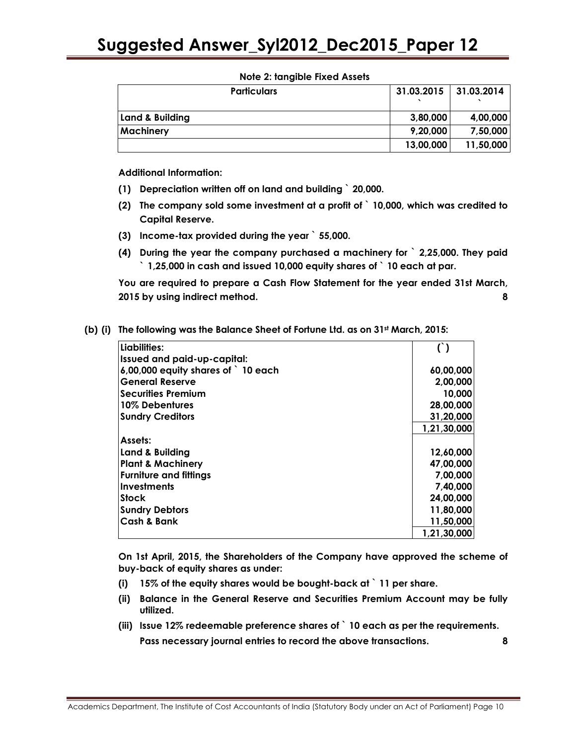**Note 2: tangible Fixed Assets**

| Particulars | 31.03.2015 ` | 31.03.2014 ` |
|---|---|---|
| Land & Building | 3,80,000 | 4,00,000 |
| Machinery | 9,20,000 | 7,50,000 |
| | 13,00,000 | 11,50,000 |

**Additional Information:**

**(1) Depreciation written off on land and building ` 20,000.**

**(2) The company sold some investment at a profit of ` 10,000, which was credited to Capital Reserve.**

**(3) Income-tax provided during the year ` 55,000.**

**(4) During the year the company purchased a machinery for ` 2,25,000. They paid ` 1,25,000 in cash and issued 10,000 equity shares of ` 10 each at par.**

**You are required to prepare a Cash Flow Statement for the year ended 31st March, 2015 by using indirect method. 8**

**(b) (i) The following was the Balance Sheet of Fortune Ltd. as on 31st March, 2015:**

| Liabilities: | (`) |
|---|---|
| Issued and paid-up-capital: | |
| 6,00,000 equity shares of ` 10 each | 60,00,000 |
| General Reserve | 2,00,000 |
| Securities Premium | 10,000 |
| 10% Debentures | 28,00,000 |
| Sundry Creditors | 31,20,000 |
| | 1,21,30,000 |
| Assets: | |
| Land & Building | 12,60,000 |
| Plant & Machinery | 47,00,000 |
| Furniture and fittings | 7,00,000 |
| Investments | 7,40,000 |
| Stock | 24,00,000 |
| Sundry Debtors | 11,80,000 |
| Cash & Bank | 11,50,000 |
| | 1,21,30,000 |

**On 1st April, 2015, the Shareholders of the Company have approved the scheme of buy-back of equity shares as under:**

**(i) 15% of the equity shares would be bought-back at ` 11 per share.**

**(ii) Balance in the General Reserve and Securities Premium Account may be fully utilized.**

**(iii) Issue 12% redeemable preference shares of ` 10 each as per the requirements.**

**Pass necessary journal entries to record the above transactions. 8**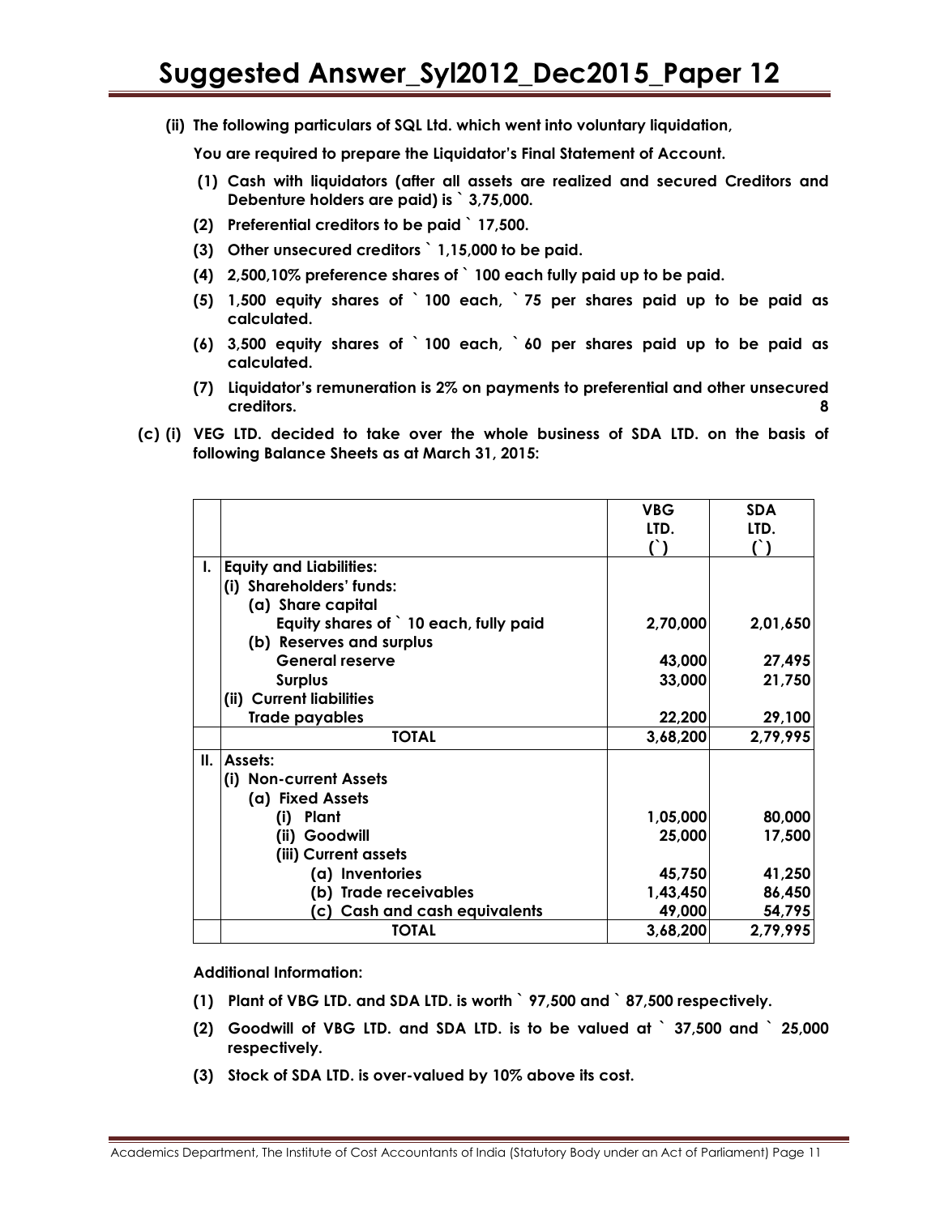**(ii) The following particulars of SQL Ltd. which went into voluntary liquidation,**

**You are required to prepare the Liquidator's Final Statement of Account.**

**(1) Cash with liquidators (after all assets are realized and secured Creditors and Debenture holders are paid) is ` 3,75,000.**

**(2) Preferential creditors to be paid ` 17,500.**

**(3) Other unsecured creditors ` 1,15,000 to be paid.**

**(4) 2,500,10% preference shares of ` 100 each fully paid up to be paid.**

**(5) 1,500 equity shares of ` 100 each, ` 75 per shares paid up to be paid as calculated.**

**(6) 3,500 equity shares of ` 100 each, ` 60 per shares paid up to be paid as calculated.**

**(7) Liquidator's remuneration is 2% on payments to preferential and other unsecured creditors.** **8**

**(c) (i) VEG LTD. decided to take over the whole business of SDA LTD. on the basis of following Balance Sheets as at March 31, 2015:**

| | | VBG LTD. (`) | SDA LTD. (`) |
|---|---|---|---|
| I. | Equity and Liabilities: | | |
| | (i) Shareholders' funds: | | |
| | (a) Share capital | | |
| | Equity shares of ` 10 each, fully paid | 2,70,000 | 2,01,650 |
| | (b) Reserves and surplus | | |
| | General reserve | 43,000 | 27,495 |
| | Surplus | 33,000 | 21,750 |
| | (ii) Current liabilities | | |
| | Trade payables | 22,200 | 29,100 |
| | TOTAL | 3,68,200 | 2,79,995 |
| II. | Assets: | | |
| | (i) Non-current Assets | | |
| | (a) Fixed Assets | | |
| | (i) Plant | 1,05,000 | 80,000 |
| | (ii) Goodwill | 25,000 | 17,500 |
| | (iii) Current assets | | |
| | (a) Inventories | 45,750 | 41,250 |
| | (b) Trade receivables | 1,43,450 | 86,450 |
| | (c) Cash and cash equivalents | 49,000 | 54,795 |
| | TOTAL | 3,68,200 | 2,79,995 |

**Additional Information:**

**(1) Plant of VBG LTD. and SDA LTD. is worth ` 97,500 and ` 87,500 respectively.**

**(2) Goodwill of VBG LTD. and SDA LTD. is to be valued at ` 37,500 and ` 25,000 respectively.**

**(3) Stock of SDA LTD. is over-valued by 10% above its cost.**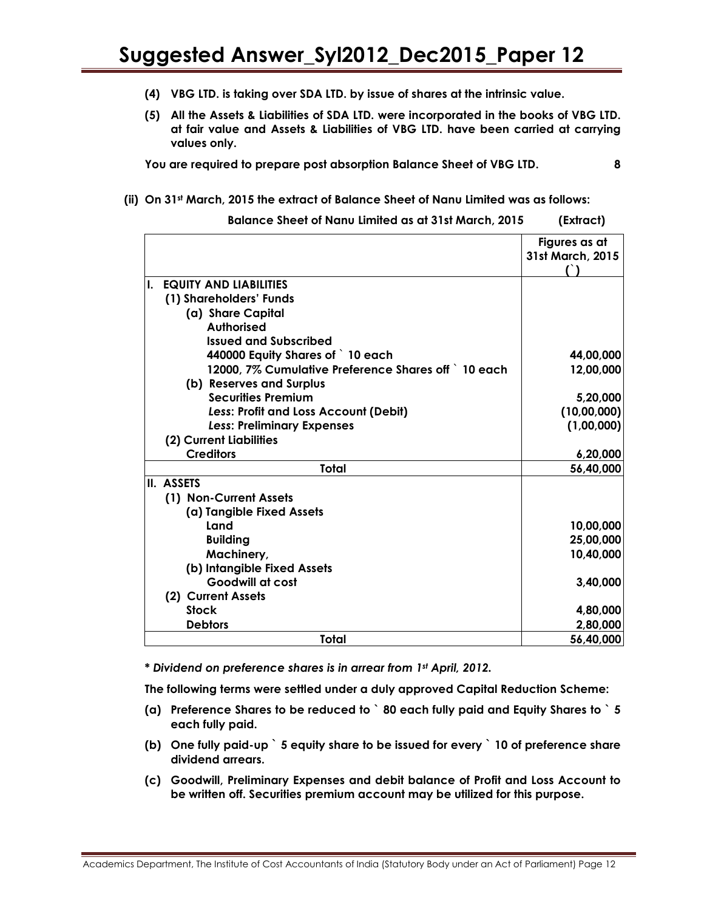**(4) VBG LTD. is taking over SDA LTD. by issue of shares at the intrinsic value.**

**(5) All the Assets & Liabilities of SDA LTD. were incorporated in the books of VBG LTD. at fair value and Assets & Liabilities of VBG LTD. have been carried at carrying values only.**

**You are required to prepare post absorption Balance Sheet of VBG LTD. 8**

**(ii) On 31st March, 2015 the extract of Balance Sheet of Nanu Limited was as follows:**

**Balance Sheet of Nanu Limited as at 31st March, 2015 (Extract)**

| | Figures as at 31st March, 2015 (`) |
|---|---|
| **I. EQUITY AND LIABILITIES** | |
| **(1) Shareholders' Funds** | |
| **(a) Share Capital** | |
| **Authorised** | |
| **Issued and Subscribed** | |
| **440000 Equity Shares of ` 10 each** | **44,00,000** |
| **12000, 7% Cumulative Preference Shares off ` 10 each** | **12,00,000** |
| **(b) Reserves and Surplus** | |
| **Securities Premium** | **5,20,000** |
| ***Less*: Profit and Loss Account (Debit)** | **(10,00,000)** |
| ***Less*: Preliminary Expenses** | **(1,00,000)** |
| **(2) Current Liabilities** | |
| **Creditors** | **6,20,000** |
| **Total** | **56,40,000** |
| **II. ASSETS** | |
| **(1) Non-Current Assets** | |
| **(a) Tangible Fixed Assets** | |
| **Land** | **10,00,000** |
| **Building** | **25,00,000** |
| **Machinery,** | **10,40,000** |
| **(b) Intangible Fixed Assets** | |
| **Goodwill at cost** | **3,40,000** |
| **(2) Current Assets** | |
| **Stock** | **4,80,000** |
| **Debtors** | **2,80,000** |
| **Total** | **56,40,000** |

***\* Dividend on preference shares is in arrear from 1st April, 2012.***

**The following terms were settled under a duly approved Capital Reduction Scheme:**

**(a) Preference Shares to be reduced to ` 80 each fully paid and Equity Shares to ` 5 each fully paid.**

**(b) One fully paid-up ` 5 equity share to be issued for every ` 10 of preference share dividend arrears.**

**(c) Goodwill, Preliminary Expenses and debit balance of Profit and Loss Account to be written off. Securities premium account may be utilized for this purpose.**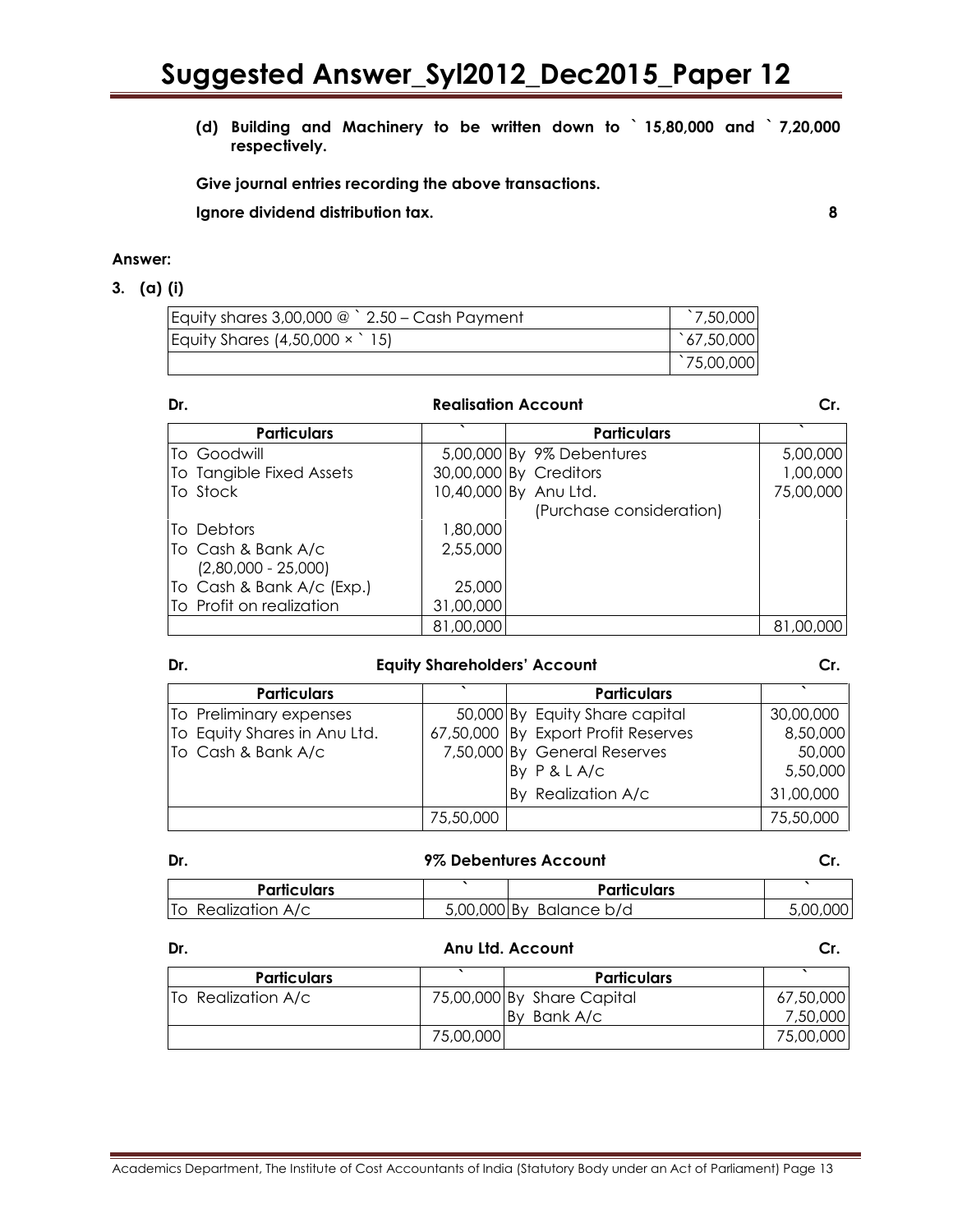**(d) Building and Machinery to be written down to ` 15,80,000 and ` 7,20,000 respectively.**

**Give journal entries recording the above transactions.**

**Ignore dividend distribution tax.** **8**

**Answer:**

**3. (a) (i)**

| | |
|---|---|
| Equity shares 3,00,000 @ ` 2.50 – Cash Payment | `7,50,000 |
| Equity Shares (4,50,000 × ` 15) | `67,50,000 |
| | `75,00,000 |

**Dr.** **Realisation Account** **Cr.**

| Particulars | ` | Particulars | ` |
|---|---|---|---|
| To Goodwill | 5,00,000 | By 9% Debentures | 5,00,000 |
| To Tangible Fixed Assets | 30,00,000 | By Creditors | 1,00,000 |
| To Stock | 10,40,000 | By Anu Ltd. (Purchase consideration) | 75,00,000 |
| To Debtors | 1,80,000 | | |
| To Cash & Bank A/c (2,80,000 - 25,000) | 2,55,000 | | |
| To Cash & Bank A/c (Exp.) | 25,000 | | |
| To Profit on realization | 31,00,000 | | |
| | 81,00,000 | | 81,00,000 |

**Dr.** **Equity Shareholders' Account** **Cr.**

| Particulars | ` | Particulars | ` |
|---|---|---|---|
| To Preliminary expenses | 50,000 | By Equity Share capital | 30,00,000 |
| To Equity Shares in Anu Ltd. | 67,50,000 | By Export Profit Reserves | 8,50,000 |
| To Cash & Bank A/c | 7,50,000 | By General Reserves | 50,000 |
| | | By P & L A/c | 5,50,000 |
| | | By Realization A/c | 31,00,000 |
| | 75,50,000 | | 75,50,000 |

**Dr.** **9% Debentures Account** **Cr.**

| Particulars | ` | Particulars | ` |
|---|---|---|---|
| To Realization A/c | 5,00,000 | By Balance b/d | 5,00,000 |

**Dr.** **Anu Ltd. Account** **Cr.**

| Particulars | ` | Particulars | ` |
|---|---|---|---|
| To Realization A/c | 75,00,000 | By Share Capital | 67,50,000 |
| | | By Bank A/c | 7,50,000 |
| | 75,00,000 | | 75,00,000 |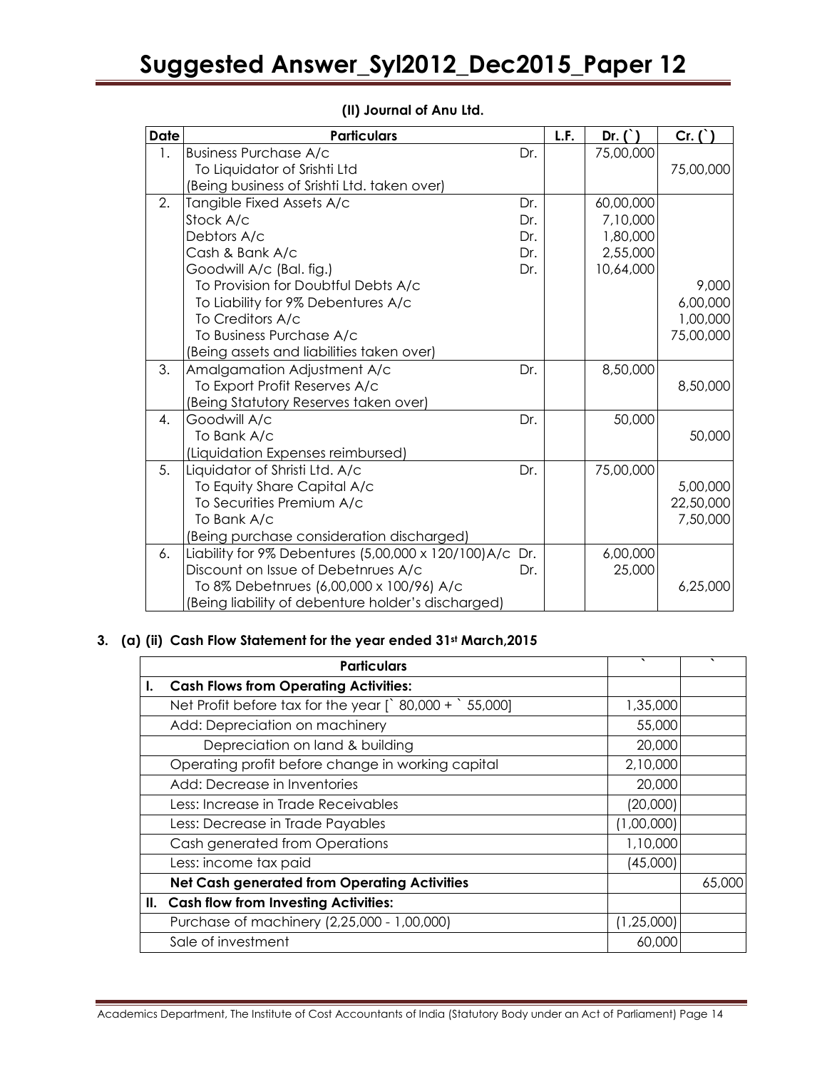### (II) Journal of Anu Ltd.

| Date | Particulars | | L.F. | Dr. (`) | Cr. (`) |
|---|---|---|---|---|---|
| 1. | Business Purchase A/c | Dr. | | 75,00,000 | |
| | To Liquidator of Srishti Ltd | | | | 75,00,000 |
| | (Being business of Srishti Ltd. taken over) | | | | |
| 2. | Tangible Fixed Assets A/c | Dr. | | 60,00,000 | |
| | Stock A/c | Dr. | | 7,10,000 | |
| | Debtors A/c | Dr. | | 1,80,000 | |
| | Cash & Bank A/c | Dr. | | 2,55,000 | |
| | Goodwill A/c (Bal. fig.) | Dr. | | 10,64,000 | |
| | To Provision for Doubtful Debts A/c | | | | 9,000 |
| | To Liability for 9% Debentures A/c | | | | 6,00,000 |
| | To Creditors A/c | | | | 1,00,000 |
| | To Business Purchase A/c | | | | 75,00,000 |
| | (Being assets and liabilities taken over) | | | | |
| 3. | Amalgamation Adjustment A/c | Dr. | | 8,50,000 | |
| | To Export Profit Reserves A/c | | | | 8,50,000 |
| | (Being Statutory Reserves taken over) | | | | |
| 4. | Goodwill A/c | Dr. | | 50,000 | |
| | To Bank A/c | | | | 50,000 |
| | (Liquidation Expenses reimbursed) | | | | |
| 5. | Liquidator of Shristi Ltd. A/c | Dr. | | 75,00,000 | |
| | To Equity Share Capital A/c | | | | 5,00,000 |
| | To Securities Premium A/c | | | | 22,50,000 |
| | To Bank A/c | | | | 7,50,000 |
| | (Being purchase consideration discharged) | | | | |
| 6. | Liability for 9% Debentures (5,00,000 x 120/100)A/c | Dr. | | 6,00,000 | |
| | Discount on Issue of Debetnrues A/c | Dr. | | 25,000 | |
| | To 8% Debetnrues (6,00,000 x 100/96) A/c | | | | 6,25,000 |
| | (Being liability of debenture holder's discharged) | | | | |

**3. (a) (ii) Cash Flow Statement for the year ended 31st March,2015**

| Particulars | ` | ` |
|---|---|---|
| **I. Cash Flows from Operating Activities:** | | |
| Net Profit before tax for the year [` 80,000 + ` 55,000] | 1,35,000 | |
| Add: Depreciation on machinery | 55,000 | |
| Depreciation on land & building | 20,000 | |
| Operating profit before change in working capital | 2,10,000 | |
| Add: Decrease in Inventories | 20,000 | |
| Less: Increase in Trade Receivables | (20,000) | |
| Less: Decrease in Trade Payables | (1,00,000) | |
| Cash generated from Operations | 1,10,000 | |
| Less: income tax paid | (45,000) | |
| **Net Cash generated from Operating Activities** | | 65,000 |
| **II. Cash flow from Investing Activities:** | | |
| Purchase of machinery (2,25,000 - 1,00,000) | (1,25,000) | |
| Sale of investment | 60,000 | |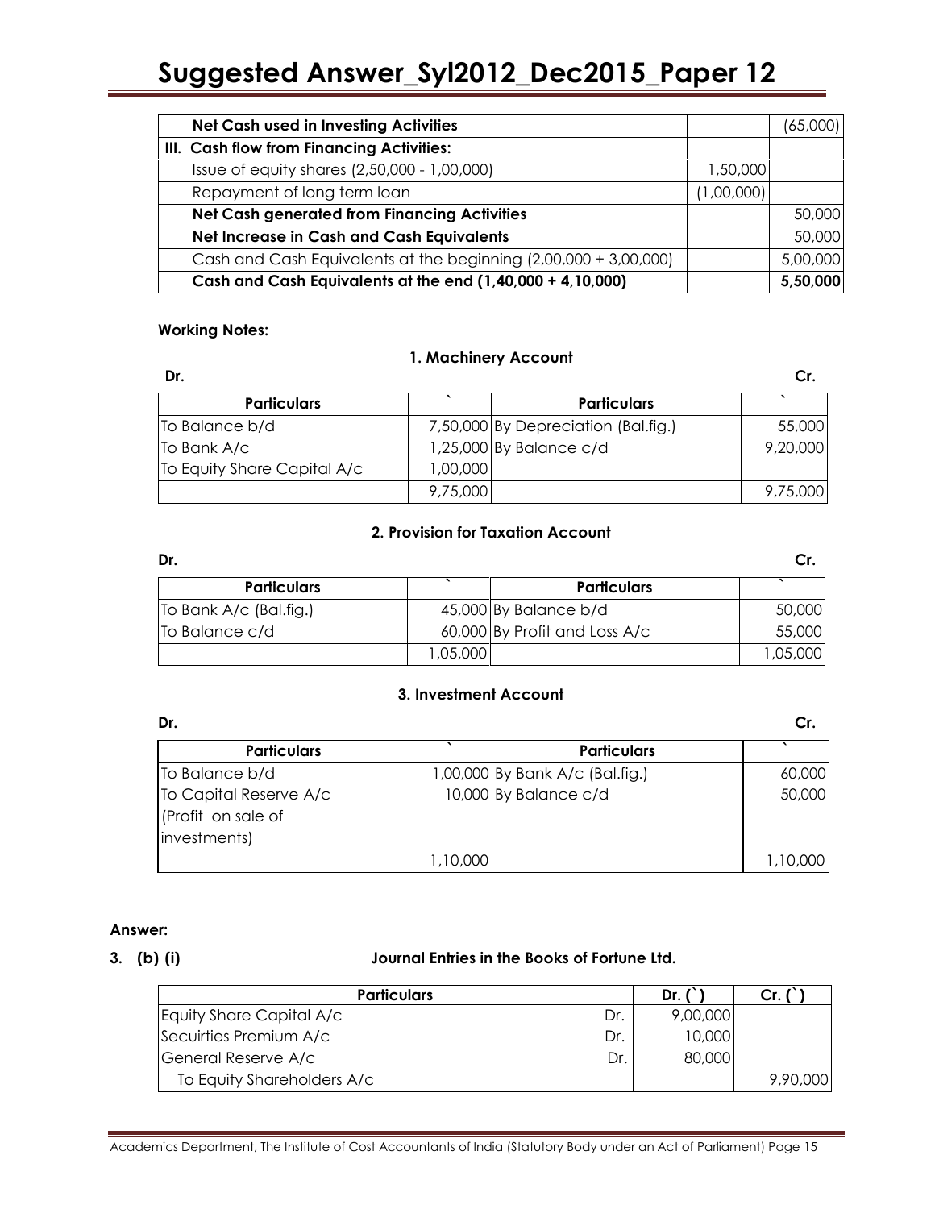| | | |
|---|---|---|
| **Net Cash used in Investing Activities** | | (65,000) |
| **III. Cash flow from Financing Activities:** | | |
| Issue of equity shares (2,50,000 - 1,00,000) | 1,50,000 | |
| Repayment of long term loan | (1,00,000) | |
| **Net Cash generated from Financing Activities** | | 50,000 |
| **Net Increase in Cash and Cash Equivalents** | | 50,000 |
| Cash and Cash Equivalents at the beginning (2,00,000 + 3,00,000) | | 5,00,000 |
| **Cash and Cash Equivalents at the end (1,40,000 + 4,10,000)** | | **5,50,000** |

**Working Notes:**

**1. Machinery Account**

**Dr.** **Cr.**

| Particulars | ` | Particulars | ` |
|---|---|---|---|
| To Balance b/d | 7,50,000 | By Depreciation (Bal.fig.) | 55,000 |
| To Bank A/c | 1,25,000 | By Balance c/d | 9,20,000 |
| To Equity Share Capital A/c | 1,00,000 | | |
| | 9,75,000 | | 9,75,000 |

**2. Provision for Taxation Account**

**Dr.** **Cr.**

| Particulars | ` | Particulars | ` |
|---|---|---|---|
| To Bank A/c (Bal.fig.) | 45,000 | By Balance b/d | 50,000 |
| To Balance c/d | 60,000 | By Profit and Loss A/c | 55,000 |
| | 1,05,000 | | 1,05,000 |

**3. Investment Account**

**Dr.** **Cr.**

| Particulars | ` | Particulars | ` |
|---|---|---|---|
| To Balance b/d | 1,00,000 | By Bank A/c (Bal.fig.) | 60,000 |
| To Capital Reserve A/c (Profit on sale of investments) | 10,000 | By Balance c/d | 50,000 |
| | 1,10,000 | | 1,10,000 |

**Answer:**

**3. (b) (i)** **Journal Entries in the Books of Fortune Ltd.**

| Particulars | | Dr. (`) | Cr. (`) |
|---|---|---|---|
| Equity Share Capital A/c | Dr. | 9,00,000 | |
| Secuirties Premium A/c | Dr. | 10,000 | |
| General Reserve A/c | Dr. | 80,000 | |
| To Equity Shareholders A/c | | | 9,90,000 |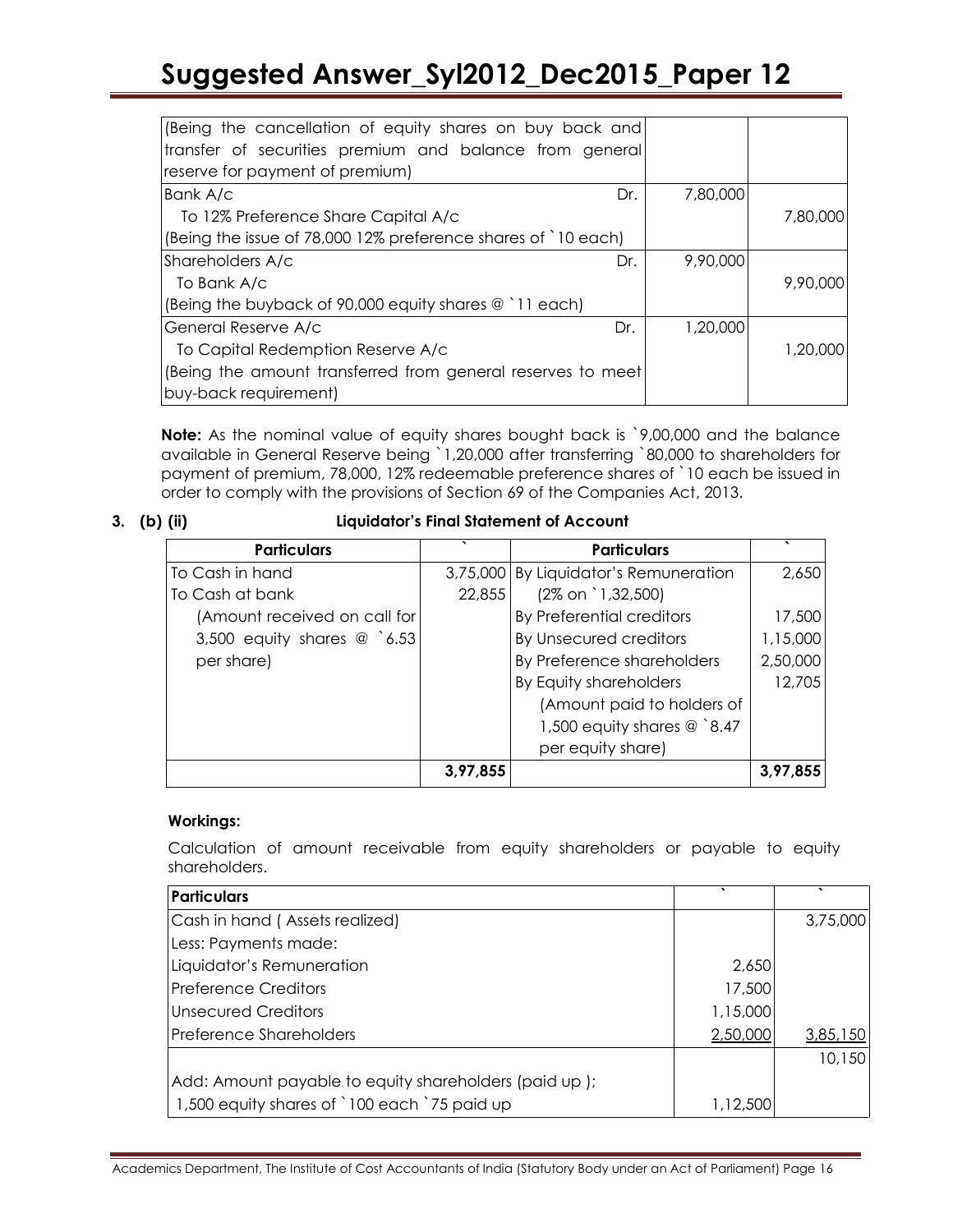| | | |
|---|---|---|
| (Being the cancellation of equity shares on buy back and transfer of securities premium and balance from general reserve for payment of premium) | | |
| Bank A/c Dr. | 7,80,000 | |
| To 12% Preference Share Capital A/c | | 7,80,000 |
| (Being the issue of 78,000 12% preference shares of `10 each) | | |
| Shareholders A/c Dr. | 9,90,000 | |
| To Bank A/c | | 9,90,000 |
| (Being the buyback of 90,000 equity shares @ `11 each) | | |
| General Reserve A/c Dr. | 1,20,000 | |
| To Capital Redemption Reserve A/c | | 1,20,000 |
| (Being the amount transferred from general reserves to meet buy-back requirement) | | |

**Note:** As the nominal value of equity shares bought back is `9,00,000 and the balance available in General Reserve being `1,20,000 after transferring `80,000 to shareholders for payment of premium, 78,000, 12% redeemable preference shares of `10 each be issued in order to comply with the provisions of Section 69 of the Companies Act, 2013.

**3. (b) (ii) Liquidator's Final Statement of Account**

| Particulars | ` | Particulars | ` |
|---|---|---|---|
| To Cash in hand | 3,75,000 | By Liquidator's Remuneration | 2,650 |
| To Cash at bank | 22,855 | (2% on `1,32,500) | |
| (Amount received on call for | | By Preferential creditors | 17,500 |
| 3,500 equity shares @ `6.53 | | By Unsecured creditors | 1,15,000 |
| per share) | | By Preference shareholders | 2,50,000 |
| | | By Equity shareholders | 12,705 |
| | | (Amount paid to holders of | |
| | | 1,500 equity shares @ `8.47 | |
| | | per equity share) | |
| | **3,97,855** | | **3,97,855** |

**Workings:**

Calculation of amount receivable from equity shareholders or payable to equity shareholders.

| Particulars | ` | ` |
|---|---|---|
| Cash in hand ( Assets realized) | | 3,75,000 |
| Less: Payments made: | | |
| Liquidator's Remuneration | 2,650 | |
| Preference Creditors | 17,500 | |
| Unsecured Creditors | 1,15,000 | |
| Preference Shareholders | 2,50,000 | 3,85,150 |
| | | 10,150 |
| Add: Amount payable to equity shareholders (paid up ); | | |
| 1,500 equity shares of `100 each `75 paid up | 1,12,500 | |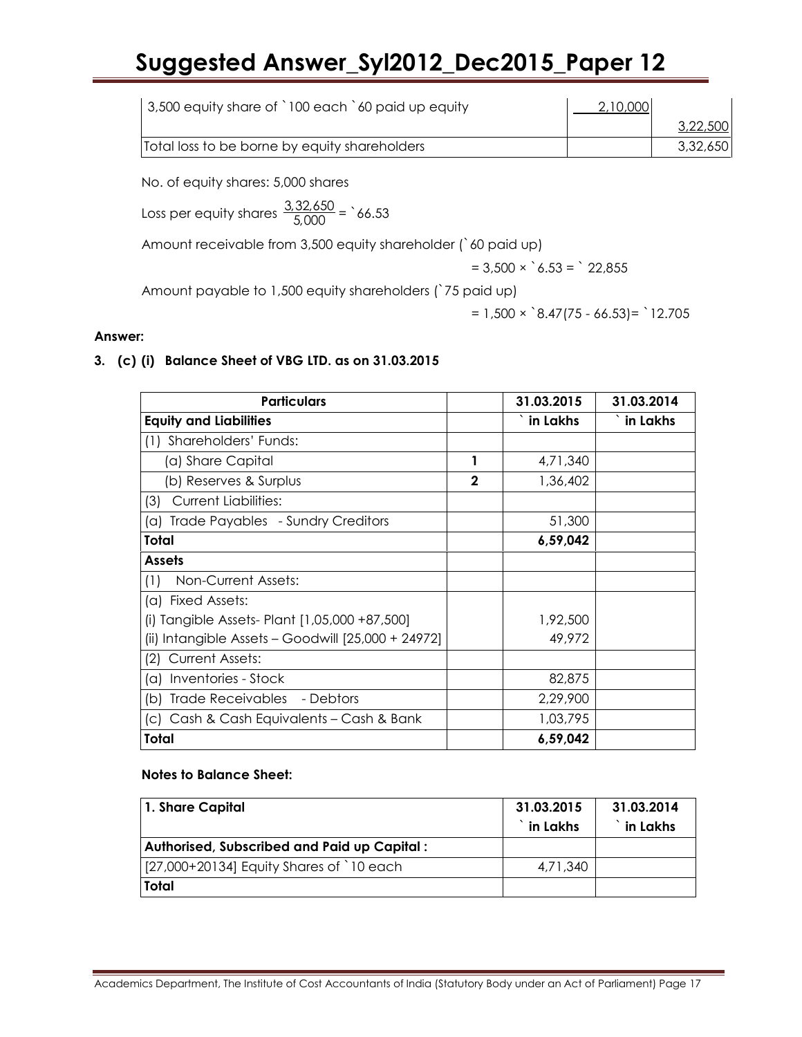| | | |
|---|---|---|
| 3,500 equity share of `100 each `60 paid up equity | 2,10,000 | |
| | | 3,22,500 |
| Total loss to be borne by equity shareholders | | 3,32,650 |

No. of equity shares: 5,000 shares

Loss per equity shares $\frac{3,32,650}{5,000}$ = `66.53

Amount receivable from 3,500 equity shareholder (`60 paid up)

= 3,500 × `6.53 = ` 22,855

Amount payable to 1,500 equity shareholders (`75 paid up)

= 1,500 × `8.47(75 - 66.53)= `12.705

**Answer:**

**3. (c) (i) Balance Sheet of VBG LTD. as on 31.03.2015**

| Particulars | | 31.03.2015 | 31.03.2014 |
|---|---|---|---|
| **Equity and Liabilities** | | **` in Lakhs** | **` in Lakhs** |
| (1) Shareholders' Funds: | | | |
| (a) Share Capital | **1** | 4,71,340 | |
| (b) Reserves & Surplus | **2** | 1,36,402 | |
| (3) Current Liabilities: | | | |
| (a) Trade Payables - Sundry Creditors | | 51,300 | |
| **Total** | | **6,59,042** | |
| **Assets** | | | |
| (1) Non-Current Assets: | | | |
| (a) Fixed Assets: | | | |
| (i) Tangible Assets- Plant [1,05,000 +87,500] | | 1,92,500 | |
| (ii) Intangible Assets – Goodwill [25,000 + 24972] | | 49,972 | |
| (2) Current Assets: | | | |
| (a) Inventories - Stock | | 82,875 | |
| (b) Trade Receivables - Debtors | | 2,29,900 | |
| (c) Cash & Cash Equivalents – Cash & Bank | | 1,03,795 | |
| **Total** | | **6,59,042** | |

**Notes to Balance Sheet:**

| **1. Share Capital** | **31.03.2015 ` in Lakhs** | **31.03.2014 ` in Lakhs** |
|---|---|---|
| **Authorised, Subscribed and Paid up Capital :** | | |
| [27,000+20134] Equity Shares of `10 each | 4,71,340 | |
| **Total** | | |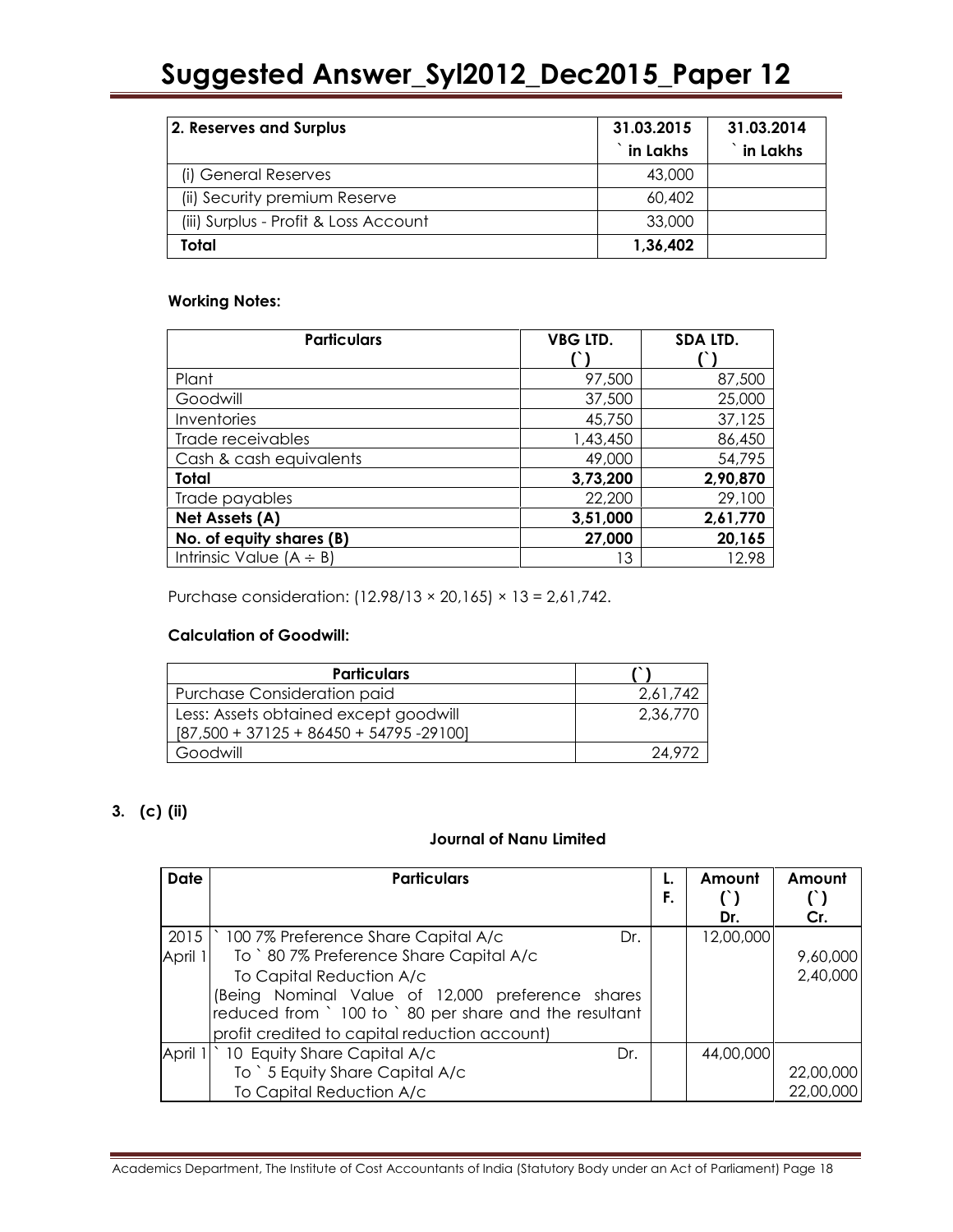| 2. Reserves and Surplus | 31.03.2015 ` in Lakhs | 31.03.2014 ` in Lakhs |
|---|---|---|
| (i) General Reserves | 43,000 | |
| (ii) Security premium Reserve | 60,402 | |
| (iii) Surplus - Profit & Loss Account | 33,000 | |
| **Total** | **1,36,402** | |

**Working Notes:**

| Particulars | VBG LTD. (`) | SDA LTD. (`) |
|---|---|---|
| Plant | 97,500 | 87,500 |
| Goodwill | 37,500 | 25,000 |
| Inventories | 45,750 | 37,125 |
| Trade receivables | 1,43,450 | 86,450 |
| Cash & cash equivalents | 49,000 | 54,795 |
| **Total** | **3,73,200** | **2,90,870** |
| Trade payables | 22,200 | 29,100 |
| **Net Assets (A)** | **3,51,000** | **2,61,770** |
| **No. of equity shares (B)** | **27,000** | **20,165** |
| Intrinsic Value (A ÷ B) | 13 | 12.98 |

Purchase consideration: (12.98/13 × 20,165) × 13 = 2,61,742.

**Calculation of Goodwill:**

| Particulars | (`) |
|---|---|
| Purchase Consideration paid | 2,61,742 |
| Less: Assets obtained except goodwill [87,500 + 37125 + 86450 + 54795 -29100] | 2,36,770 |
| Goodwill | 24,972 |

**3. (c) (ii)**

**Journal of Nanu Limited**

| Date | Particulars | L. F. | Amount (`) Dr. | Amount (`) Cr. |
|---|---|---|---|---|
| 2015 April 1 | ` 100 7% Preference Share Capital A/c Dr. | | 12,00,000 | |
| | To ` 80 7% Preference Share Capital A/c | | | 9,60,000 |
| | To Capital Reduction A/c | | | 2,40,000 |
| | (Being Nominal Value of 12,000 preference shares reduced from ` 100 to ` 80 per share and the resultant profit credited to capital reduction account) | | | |
| April 1 | ` 10 Equity Share Capital A/c Dr. | | 44,00,000 | |
| | To ` 5 Equity Share Capital A/c | | | 22,00,000 |
| | To Capital Reduction A/c | | | 22,00,000 |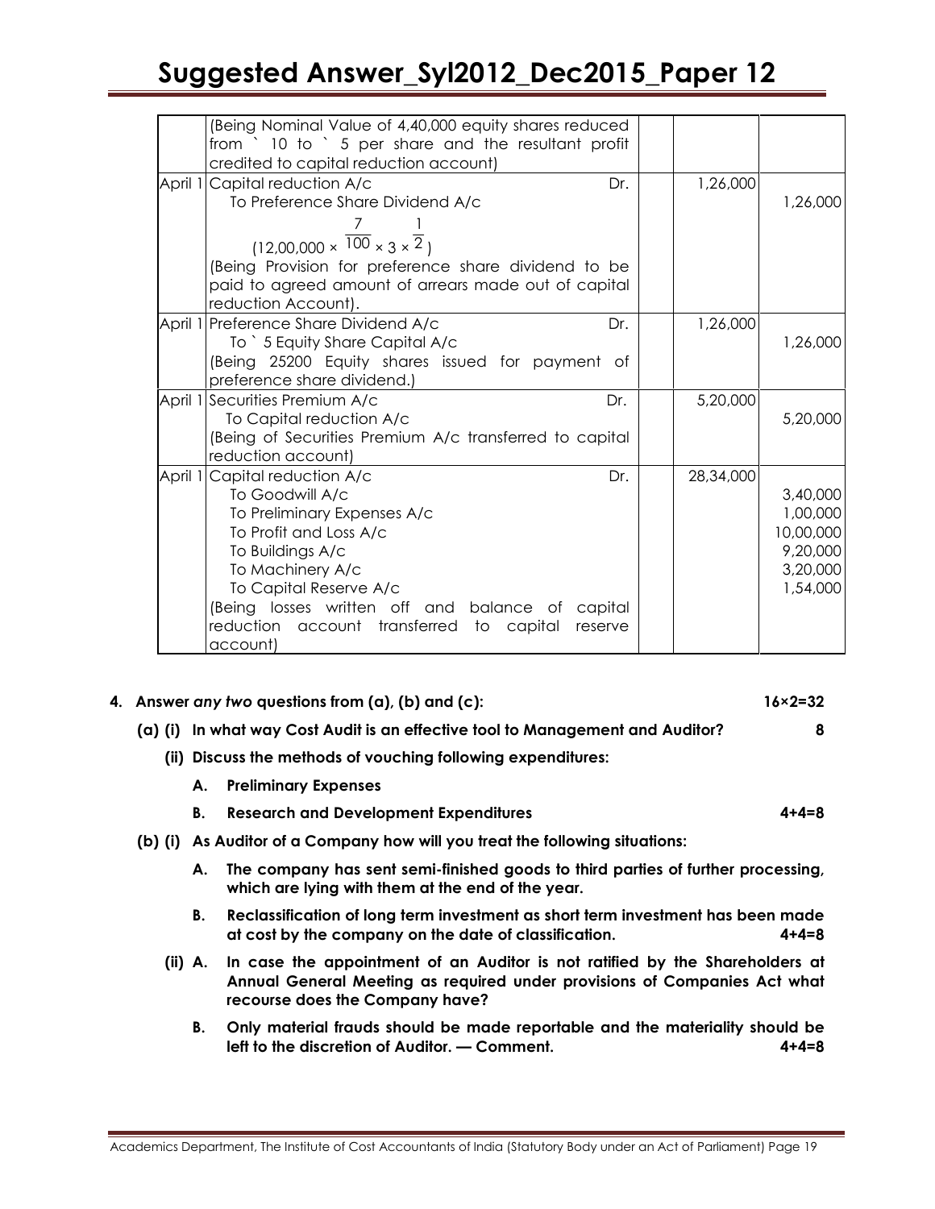| | | | |
|---|---|---|---|
| | (Being Nominal Value of 4,40,000 equity shares reduced from ` 10 to ` 5 per share and the resultant profit credited to capital reduction account) | | |
| April 1 | Capital reduction A/c Dr.<br>To Preference Share Dividend A/c<br>$(12,00,000 \times \frac{7}{100} \times 3 \times \frac{1}{2})$<br>(Being Provision for preference share dividend to be paid to agreed amount of arrears made out of capital reduction Account). | 1,26,000 | 1,26,000 |
| April 1 | Preference Share Dividend A/c Dr.<br>To ` 5 Equity Share Capital A/c<br>(Being 25200 Equity shares issued for payment of preference share dividend.) | 1,26,000 | 1,26,000 |
| April 1 | Securities Premium A/c Dr.<br>To Capital reduction A/c<br>(Being of Securities Premium A/c transferred to capital reduction account) | 5,20,000 | 5,20,000 |
| April 1 | Capital reduction A/c Dr.<br>To Goodwill A/c<br>To Preliminary Expenses A/c<br>To Profit and Loss A/c<br>To Buildings A/c<br>To Machinery A/c<br>To Capital Reserve A/c<br>(Being losses written off and balance of capital reduction account transferred to capital reserve account) | 28,34,000 | 3,40,000<br>1,00,000<br>10,00,000<br>9,20,000<br>3,20,000<br>1,54,000 |

**4. Answer *any two* questions from (a), (b) and (c): 16×2=32**

**(a) (i) In what way Cost Audit is an effective tool to Management and Auditor? 8**

**(ii) Discuss the methods of vouching following expenditures:**

**A. Preliminary Expenses**

**B. Research and Development Expenditures 4+4=8**

**(b) (i) As Auditor of a Company how will you treat the following situations:**

**A. The company has sent semi-finished goods to third parties of further processing, which are lying with them at the end of the year.**

**B. Reclassification of long term investment as short term investment has been made at cost by the company on the date of classification. 4+4=8**

**(ii) A. In case the appointment of an Auditor is not ratified by the Shareholders at Annual General Meeting as required under provisions of Companies Act what recourse does the Company have?**

**B. Only material frauds should be made reportable and the materiality should be left to the discretion of Auditor. — Comment. 4+4=8**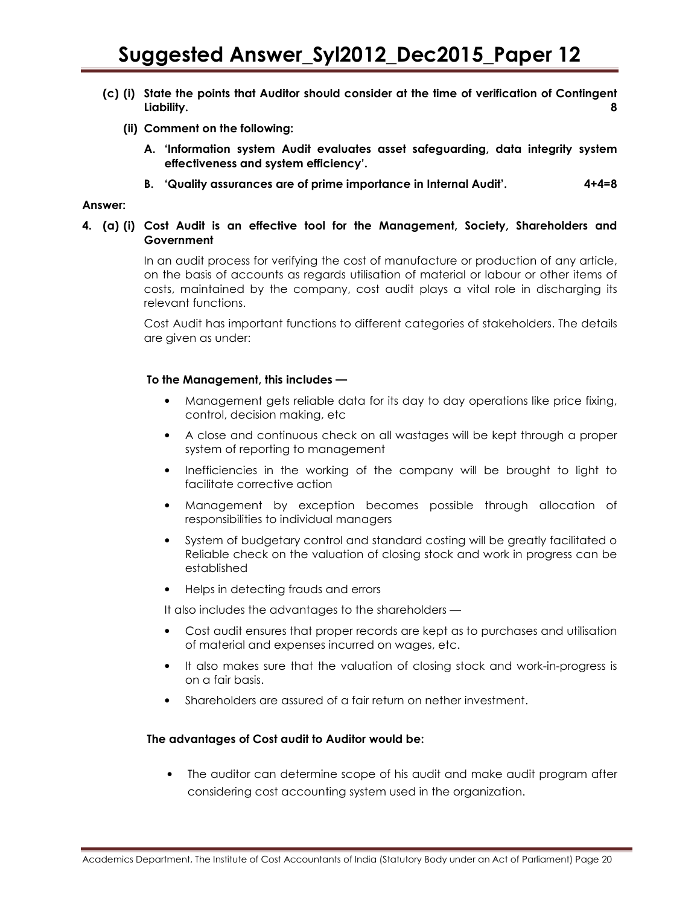**(c) (i) State the points that Auditor should consider at the time of verification of Contingent Liability. 8**

**(ii) Comment on the following:**

**A. 'Information system Audit evaluates asset safeguarding, data integrity system effectiveness and system efficiency'.**

**B. 'Quality assurances are of prime importance in Internal Audit'. 4+4=8**

**Answer:**

**4. (a) (i) Cost Audit is an effective tool for the Management, Society, Shareholders and Government**

In an audit process for verifying the cost of manufacture or production of any article, on the basis of accounts as regards utilisation of material or labour or other items of costs, maintained by the company, cost audit plays a vital role in discharging its relevant functions.

Cost Audit has important functions to different categories of stakeholders. The details are given as under:

**To the Management, this includes —**

- Management gets reliable data for its day to day operations like price fixing, control, decision making, etc
- A close and continuous check on all wastages will be kept through a proper system of reporting to management
- Inefficiencies in the working of the company will be brought to light to facilitate corrective action
- Management by exception becomes possible through allocation of responsibilities to individual managers
- System of budgetary control and standard costing will be greatly facilitated o Reliable check on the valuation of closing stock and work in progress can be established
- Helps in detecting frauds and errors

It also includes the advantages to the shareholders —

- Cost audit ensures that proper records are kept as to purchases and utilisation of material and expenses incurred on wages, etc.
- It also makes sure that the valuation of closing stock and work-in-progress is on a fair basis.
- Shareholders are assured of a fair return on nether investment.

**The advantages of Cost audit to Auditor would be:**

- The auditor can determine scope of his audit and make audit program after considering cost accounting system used in the organization.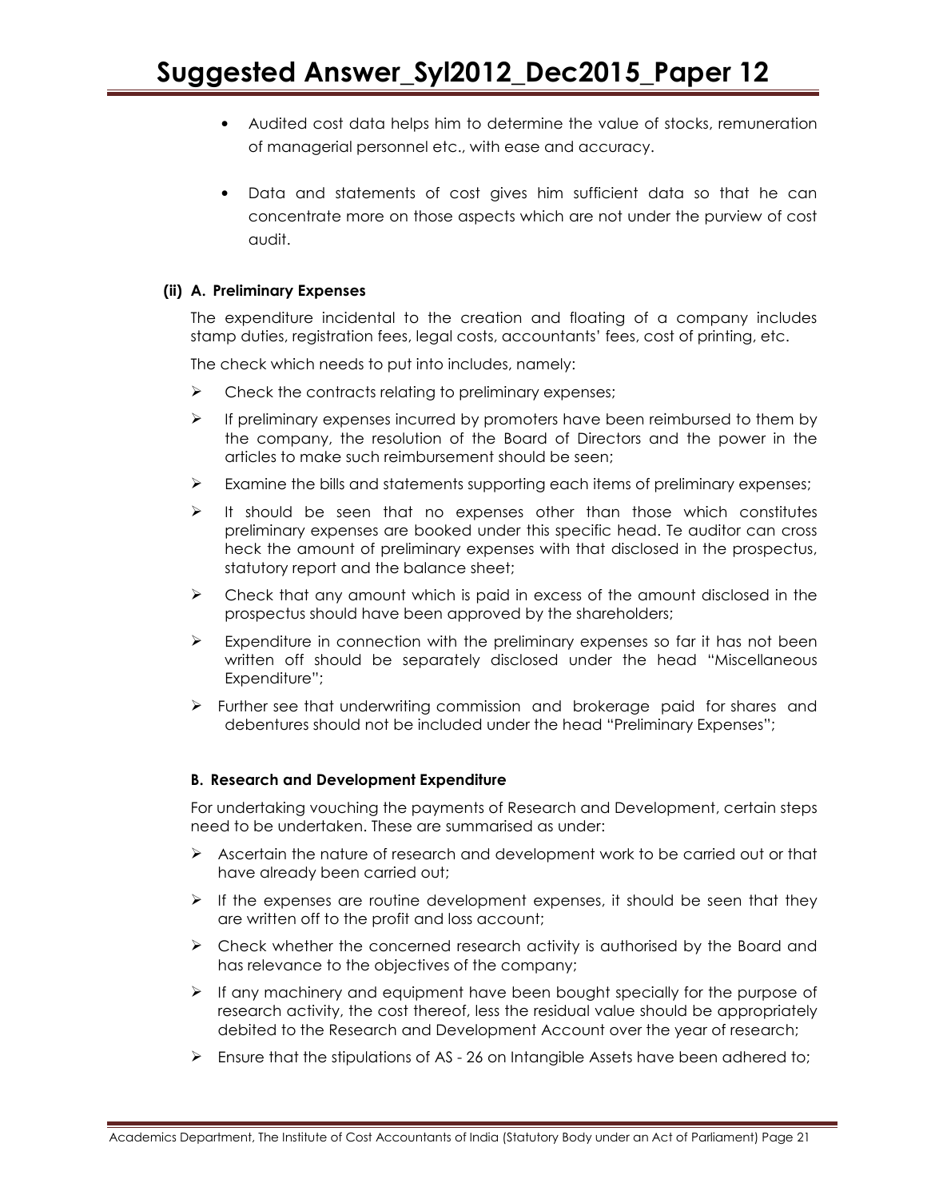- Audited cost data helps him to determine the value of stocks, remuneration of managerial personnel etc., with ease and accuracy.

- Data and statements of cost gives him sufficient data so that he can concentrate more on those aspects which are not under the purview of cost audit.

**(ii) A. Preliminary Expenses**

The expenditure incidental to the creation and floating of a company includes stamp duties, registration fees, legal costs, accountants' fees, cost of printing, etc.

The check which needs to put into includes, namely:

- Check the contracts relating to preliminary expenses;
- If preliminary expenses incurred by promoters have been reimbursed to them by the company, the resolution of the Board of Directors and the power in the articles to make such reimbursement should be seen;
- Examine the bills and statements supporting each items of preliminary expenses;
- It should be seen that no expenses other than those which constitutes preliminary expenses are booked under this specific head. Te auditor can cross heck the amount of preliminary expenses with that disclosed in the prospectus, statutory report and the balance sheet;
- Check that any amount which is paid in excess of the amount disclosed in the prospectus should have been approved by the shareholders;
- Expenditure in connection with the preliminary expenses so far it has not been written off should be separately disclosed under the head "Miscellaneous Expenditure";
- Further see that underwriting commission and brokerage paid for shares and debentures should not be included under the head "Preliminary Expenses";

**B. Research and Development Expenditure**

For undertaking vouching the payments of Research and Development, certain steps need to be undertaken. These are summarised as under:

- Ascertain the nature of research and development work to be carried out or that have already been carried out;
- If the expenses are routine development expenses, it should be seen that they are written off to the profit and loss account;
- Check whether the concerned research activity is authorised by the Board and has relevance to the objectives of the company;
- If any machinery and equipment have been bought specially for the purpose of research activity, the cost thereof, less the residual value should be appropriately debited to the Research and Development Account over the year of research;
- Ensure that the stipulations of AS - 26 on Intangible Assets have been adhered to;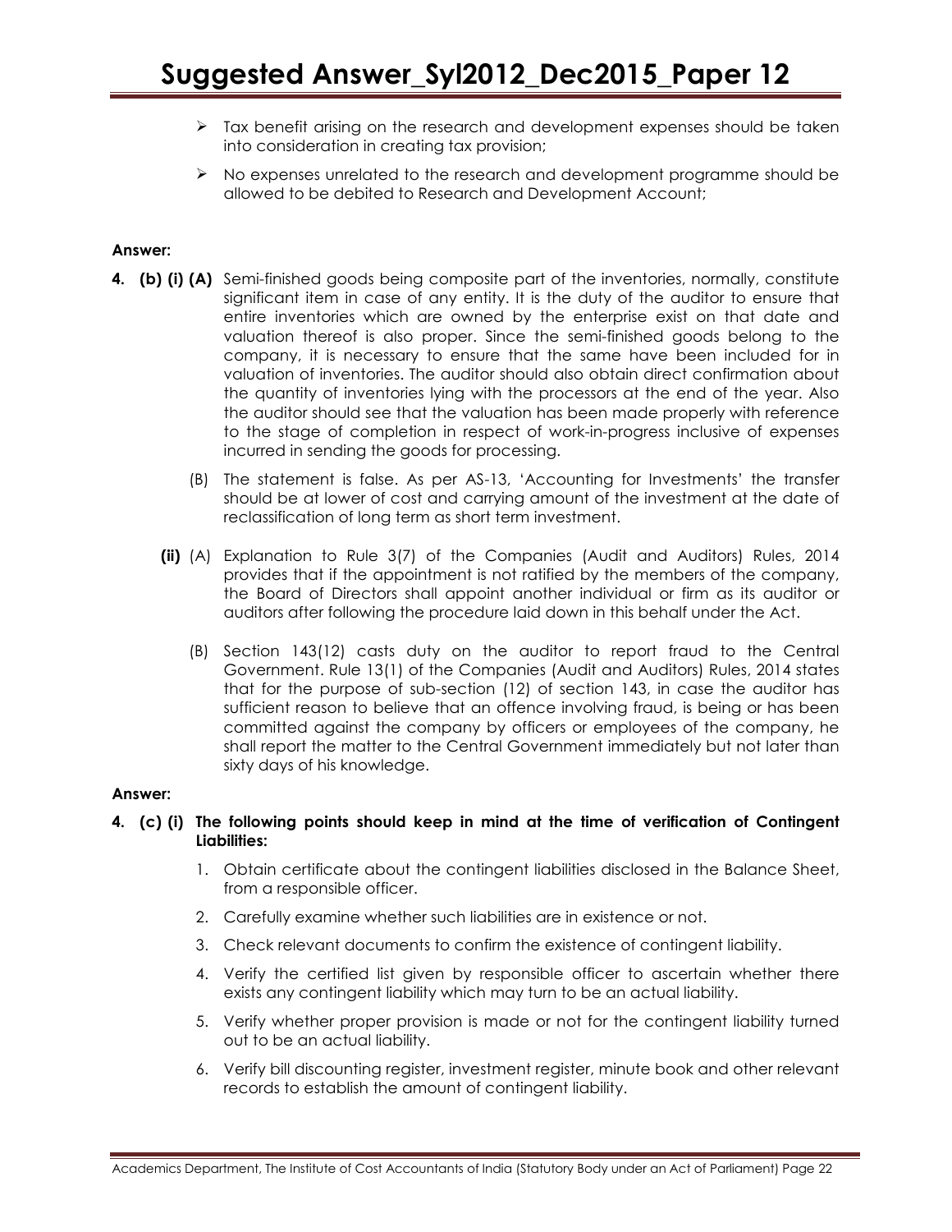- Tax benefit arising on the research and development expenses should be taken into consideration in creating tax provision;
- No expenses unrelated to the research and development programme should be allowed to be debited to Research and Development Account;

**Answer:**

**4. (b) (i) (A)** Semi-finished goods being composite part of the inventories, normally, constitute significant item in case of any entity. It is the duty of the auditor to ensure that entire inventories which are owned by the enterprise exist on that date and valuation thereof is also proper. Since the semi-finished goods belong to the company, it is necessary to ensure that the same have been included for in valuation of inventories. The auditor should also obtain direct confirmation about the quantity of inventories lying with the processors at the end of the year. Also the auditor should see that the valuation has been made properly with reference to the stage of completion in respect of work-in-progress inclusive of expenses incurred in sending the goods for processing.

(B) The statement is false. As per AS-13, 'Accounting for Investments' the transfer should be at lower of cost and carrying amount of the investment at the date of reclassification of long term as short term investment.

**(ii)** (A) Explanation to Rule 3(7) of the Companies (Audit and Auditors) Rules, 2014 provides that if the appointment is not ratified by the members of the company, the Board of Directors shall appoint another individual or firm as its auditor or auditors after following the procedure laid down in this behalf under the Act.

(B) Section 143(12) casts duty on the auditor to report fraud to the Central Government. Rule 13(1) of the Companies (Audit and Auditors) Rules, 2014 states that for the purpose of sub-section (12) of section 143, in case the auditor has sufficient reason to believe that an offence involving fraud, is being or has been committed against the company by officers or employees of the company, he shall report the matter to the Central Government immediately but not later than sixty days of his knowledge.

**Answer:**

**4. (c) (i) The following points should keep in mind at the time of verification of Contingent Liabilities:**

1. Obtain certificate about the contingent liabilities disclosed in the Balance Sheet, from a responsible officer.
2. Carefully examine whether such liabilities are in existence or not.
3. Check relevant documents to confirm the existence of contingent liability.
4. Verify the certified list given by responsible officer to ascertain whether there exists any contingent liability which may turn to be an actual liability.
5. Verify whether proper provision is made or not for the contingent liability turned out to be an actual liability.
6. Verify bill discounting register, investment register, minute book and other relevant records to establish the amount of contingent liability.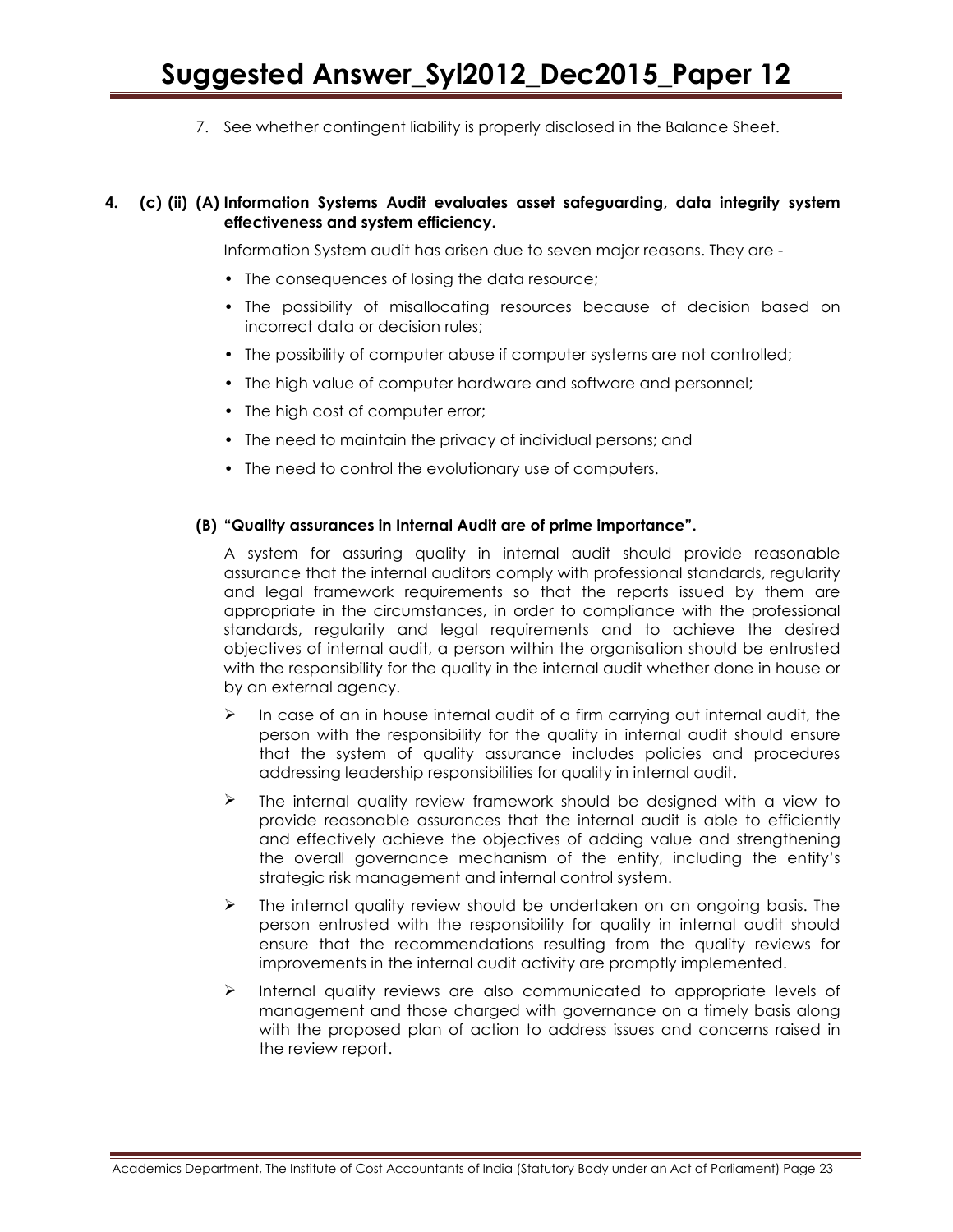7. See whether contingent liability is properly disclosed in the Balance Sheet.

**4. (c) (ii) (A) Information Systems Audit evaluates asset safeguarding, data integrity system effectiveness and system efficiency.**

Information System audit has arisen due to seven major reasons. They are -

- The consequences of losing the data resource;
- The possibility of misallocating resources because of decision based on incorrect data or decision rules;
- The possibility of computer abuse if computer systems are not controlled;
- The high value of computer hardware and software and personnel;
- The high cost of computer error;
- The need to maintain the privacy of individual persons; and
- The need to control the evolutionary use of computers.

**(B) "Quality assurances in Internal Audit are of prime importance".**

A system for assuring quality in internal audit should provide reasonable assurance that the internal auditors comply with professional standards, regularity and legal framework requirements so that the reports issued by them are appropriate in the circumstances, in order to compliance with the professional standards, regularity and legal requirements and to achieve the desired objectives of internal audit, a person within the organisation should be entrusted with the responsibility for the quality in the internal audit whether done in house or by an external agency.

- In case of an in house internal audit of a firm carrying out internal audit, the person with the responsibility for the quality in internal audit should ensure that the system of quality assurance includes policies and procedures addressing leadership responsibilities for quality in internal audit.
- The internal quality review framework should be designed with a view to provide reasonable assurances that the internal audit is able to efficiently and effectively achieve the objectives of adding value and strengthening the overall governance mechanism of the entity, including the entity's strategic risk management and internal control system.
- The internal quality review should be undertaken on an ongoing basis. The person entrusted with the responsibility for quality in internal audit should ensure that the recommendations resulting from the quality reviews for improvements in the internal audit activity are promptly implemented.
- Internal quality reviews are also communicated to appropriate levels of management and those charged with governance on a timely basis along with the proposed plan of action to address issues and concerns raised in the review report.